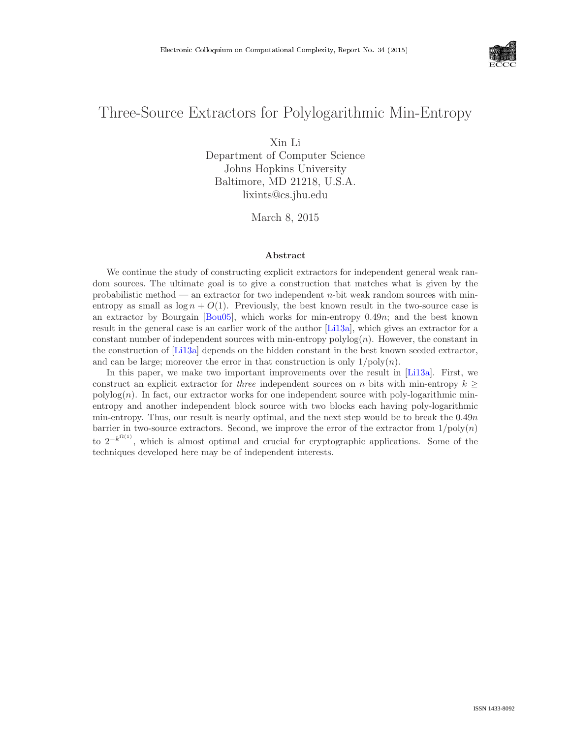# Three-Source Extractors for Polylogarithmic Min-Entropy

Xin Li
Department of Computer Science
Johns Hopkins University
Baltimore, MD 21218, U.S.A.
lixints@cs.jhu.edu

March 8, 2015

## Abstract

We continue the study of constructing explicit extractors for independent general weak random sources. The ultimate goal is to give a construction that matches what is given by the probabilistic method — an extractor for two independent $n$-bit weak random sources with min-entropy as small as $\log n + O(1)$. Previously, the best known result in the two-source case is an extractor by Bourgain [Bou05], which works for min-entropy $0.49n$; and the best known result in the general case is an earlier work of the author [Li13a], which gives an extractor for a constant number of independent sources with min-entropy $\mathrm{polylog}(n)$. However, the constant in the construction of [Li13a] depends on the hidden constant in the best known seeded extractor, and can be large; moreover the error in that construction is only $1/\mathrm{poly}(n)$.

In this paper, we make two important improvements over the result in [Li13a]. First, we construct an explicit extractor for *three* independent sources on $n$ bits with min-entropy $k \geq \mathrm{polylog}(n)$. In fact, our extractor works for one independent source with poly-logarithmic min-entropy and another independent block source with two blocks each having poly-logarithmic min-entropy. Thus, our result is nearly optimal, and the next step would be to break the $0.49n$ barrier in two-source extractors. Second, we improve the error of the extractor from $1/\mathrm{poly}(n)$ to $2^{-k^{\Omega(1)}}$, which is almost optimal and crucial for cryptographic applications. Some of the techniques developed here may be of independent interests.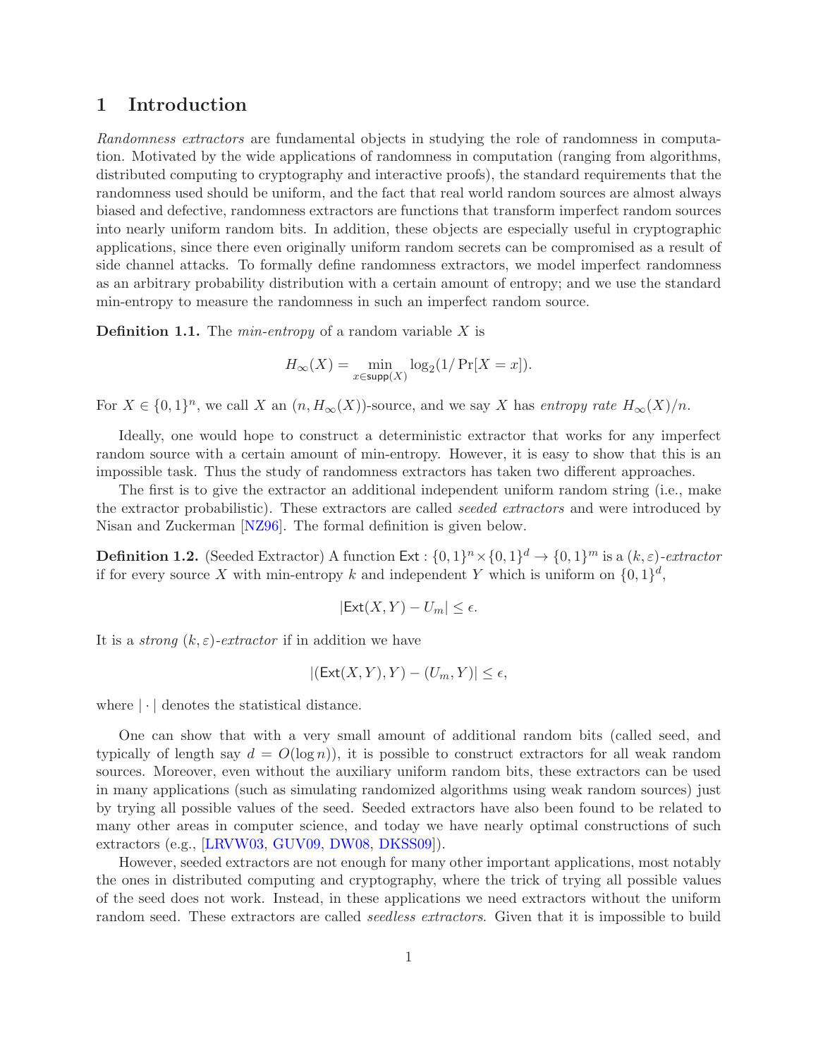# 1 Introduction

*Randomness extractors* are fundamental objects in studying the role of randomness in computation. Motivated by the wide applications of randomness in computation (ranging from algorithms, distributed computing to cryptography and interactive proofs), the standard requirements that the randomness used should be uniform, and the fact that real world random sources are almost always biased and defective, randomness extractors are functions that transform imperfect random sources into nearly uniform random bits. In addition, these objects are especially useful in cryptographic applications, since there even originally uniform random secrets can be compromised as a result of side channel attacks. To formally define randomness extractors, we model imperfect randomness as an arbitrary probability distribution with a certain amount of entropy; and we use the standard min-entropy to measure the randomness in such an imperfect random source.

**Definition 1.1.** The *min-entropy* of a random variable $X$ is

$$H_\infty(X) = \min_{x \in \mathsf{supp}(X)} \log_2(1/\Pr[X = x]).$$

For $X \in \{0,1\}^n$, we call $X$ an $(n, H_\infty(X))$-source, and we say $X$ has *entropy rate* $H_\infty(X)/n$.

Ideally, one would hope to construct a deterministic extractor that works for any imperfect random source with a certain amount of min-entropy. However, it is easy to show that this is an impossible task. Thus the study of randomness extractors has taken two different approaches.

The first is to give the extractor an additional independent uniform random string (i.e., make the extractor probabilistic). These extractors are called *seeded extractors* and were introduced by Nisan and Zuckerman [NZ96]. The formal definition is given below.

**Definition 1.2.** (Seeded Extractor) A function $\mathsf{Ext} : \{0,1\}^n \times \{0,1\}^d \to \{0,1\}^m$ is a $(k, \varepsilon)$-*extractor* if for every source $X$ with min-entropy $k$ and independent $Y$ which is uniform on $\{0,1\}^d$,

$$|\mathsf{Ext}(X, Y) - U_m| \leq \epsilon.$$

It is a *strong* $(k, \varepsilon)$-*extractor* if in addition we have

$$|(\mathsf{Ext}(X, Y), Y) - (U_m, Y)| \leq \epsilon,$$

where $|\cdot|$ denotes the statistical distance.

One can show that with a very small amount of additional random bits (called seed, and typically of length say $d = O(\log n)$), it is possible to construct extractors for all weak random sources. Moreover, even without the auxiliary uniform random bits, these extractors can be used in many applications (such as simulating randomized algorithms using weak random sources) just by trying all possible values of the seed. Seeded extractors have also been found to be related to many other areas in computer science, and today we have nearly optimal constructions of such extractors (e.g., [LRVW03, GUV09, DW08, DKSS09]).

However, seeded extractors are not enough for many other important applications, most notably the ones in distributed computing and cryptography, where the trick of trying all possible values of the seed does not work. Instead, in these applications we need extractors without the uniform random seed. These extractors are called *seedless extractors*. Given that it is impossible to build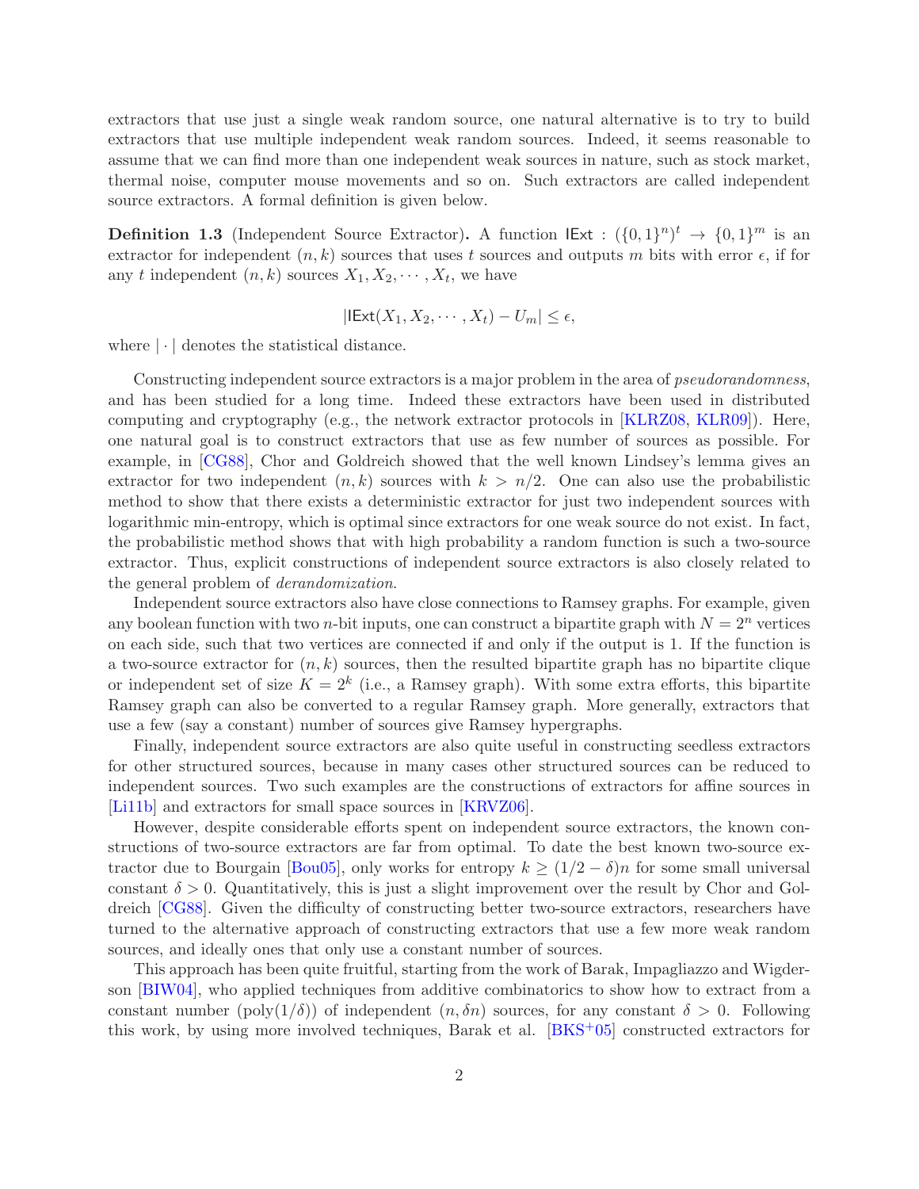extractors that use just a single weak random source, one natural alternative is to try to build extractors that use multiple independent weak random sources. Indeed, it seems reasonable to assume that we can find more than one independent weak sources in nature, such as stock market, thermal noise, computer mouse movements and so on. Such extractors are called independent source extractors. A formal definition is given below.

**Definition 1.3** (Independent Source Extractor)**.** A function $\mathsf{IExt} : (\{0,1\}^n)^t \to \{0,1\}^m$ is an extractor for independent $(n, k)$ sources that uses $t$ sources and outputs $m$ bits with error $\epsilon$, if for any $t$ independent $(n, k)$ sources $X_1, X_2, \cdots, X_t$, we have

$$|\mathsf{IExt}(X_1, X_2, \cdots, X_t) - U_m| \leq \epsilon,$$

where $|\cdot|$ denotes the statistical distance.

Constructing independent source extractors is a major problem in the area of *pseudorandomness*, and has been studied for a long time. Indeed these extractors have been used in distributed computing and cryptography (e.g., the network extractor protocols in [KLRZ08, KLR09]). Here, one natural goal is to construct extractors that use as few number of sources as possible. For example, in [CG88], Chor and Goldreich showed that the well known Lindsey's lemma gives an extractor for two independent $(n, k)$ sources with $k > n/2$. One can also use the probabilistic method to show that there exists a deterministic extractor for just two independent sources with logarithmic min-entropy, which is optimal since extractors for one weak source do not exist. In fact, the probabilistic method shows that with high probability a random function is such a two-source extractor. Thus, explicit constructions of independent source extractors is also closely related to the general problem of *derandomization*.

Independent source extractors also have close connections to Ramsey graphs. For example, given any boolean function with two $n$-bit inputs, one can construct a bipartite graph with $N = 2^n$ vertices on each side, such that two vertices are connected if and only if the output is 1. If the function is a two-source extractor for $(n, k)$ sources, then the resulted bipartite graph has no bipartite clique or independent set of size $K = 2^k$ (i.e., a Ramsey graph). With some extra efforts, this bipartite Ramsey graph can also be converted to a regular Ramsey graph. More generally, extractors that use a few (say a constant) number of sources give Ramsey hypergraphs.

Finally, independent source extractors are also quite useful in constructing seedless extractors for other structured sources, because in many cases other structured sources can be reduced to independent sources. Two such examples are the constructions of extractors for affine sources in [Li11b] and extractors for small space sources in [KRVZ06].

However, despite considerable efforts spent on independent source extractors, the known constructions of two-source extractors are far from optimal. To date the best known two-source extractor due to Bourgain [Bou05], only works for entropy $k \geq (1/2 - \delta)n$ for some small universal constant $\delta > 0$. Quantitatively, this is just a slight improvement over the result by Chor and Goldreich [CG88]. Given the difficulty of constructing better two-source extractors, researchers have turned to the alternative approach of constructing extractors that use a few more weak random sources, and ideally ones that only use a constant number of sources.

This approach has been quite fruitful, starting from the work of Barak, Impagliazzo and Wigderson [BIW04], who applied techniques from additive combinatorics to show how to extract from a constant number ($\text{poly}(1/\delta)$) of independent $(n, \delta n)$ sources, for any constant $\delta > 0$. Following this work, by using more involved techniques, Barak et al. [BKS+05] constructed extractors for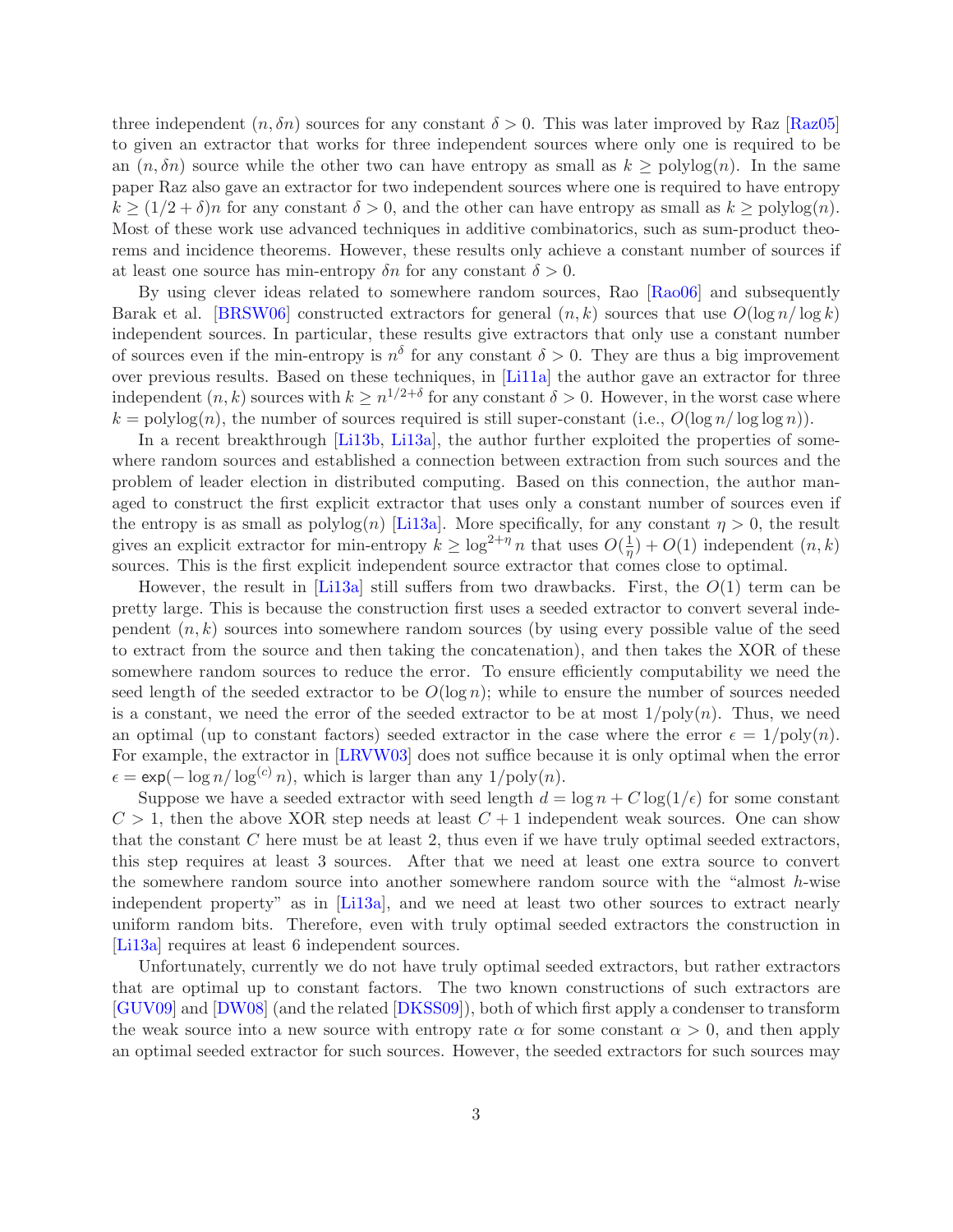three independent $(n, \delta n)$ sources for any constant $\delta > 0$. This was later improved by Raz [Raz05] to given an extractor that works for three independent sources where only one is required to be an $(n, \delta n)$ source while the other two can have entropy as small as $k \geq \text{polylog}(n)$. In the same paper Raz also gave an extractor for two independent sources where one is required to have entropy $k \geq (1/2 + \delta)n$ for any constant $\delta > 0$, and the other can have entropy as small as $k \geq \text{polylog}(n)$. Most of these work use advanced techniques in additive combinatorics, such as sum-product theorems and incidence theorems. However, these results only achieve a constant number of sources if at least one source has min-entropy $\delta n$ for any constant $\delta > 0$.

By using clever ideas related to somewhere random sources, Rao [Rao06] and subsequently Barak et al. [BRSW06] constructed extractors for general $(n, k)$ sources that use $O(\log n / \log k)$ independent sources. In particular, these results give extractors that only use a constant number of sources even if the min-entropy is $n^{\delta}$ for any constant $\delta > 0$. They are thus a big improvement over previous results. Based on these techniques, in [Li11a] the author gave an extractor for three independent $(n, k)$ sources with $k \geq n^{1/2+\delta}$ for any constant $\delta > 0$. However, in the worst case where $k = \text{polylog}(n)$, the number of sources required is still super-constant (i.e., $O(\log n / \log \log n)$).

In a recent breakthrough [Li13b, Li13a], the author further exploited the properties of somewhere random sources and established a connection between extraction from such sources and the problem of leader election in distributed computing. Based on this connection, the author managed to construct the first explicit extractor that uses only a constant number of sources even if the entropy is as small as $\text{polylog}(n)$ [Li13a]. More specifically, for any constant $\eta > 0$, the result gives an explicit extractor for min-entropy $k \geq \log^{2+\eta} n$ that uses $O(\frac{1}{\eta}) + O(1)$ independent $(n, k)$ sources. This is the first explicit independent source extractor that comes close to optimal.

However, the result in [Li13a] still suffers from two drawbacks. First, the $O(1)$ term can be pretty large. This is because the construction first uses a seeded extractor to convert several independent $(n, k)$ sources into somewhere random sources (by using every possible value of the seed to extract from the source and then taking the concatenation), and then takes the XOR of these somewhere random sources to reduce the error. To ensure efficiently computability we need the seed length of the seeded extractor to be $O(\log n)$; while to ensure the number of sources needed is a constant, we need the error of the seeded extractor to be at most $1/\text{poly}(n)$. Thus, we need an optimal (up to constant factors) seeded extractor in the case where the error $\epsilon = 1/\text{poly}(n)$. For example, the extractor in [LRVW03] does not suffice because it is only optimal when the error $\epsilon = \mathsf{exp}(-\log n / \log^{(c)} n)$, which is larger than any $1/\text{poly}(n)$.

Suppose we have a seeded extractor with seed length $d = \log n + C \log(1/\epsilon)$ for some constant $C > 1$, then the above XOR step needs at least $C + 1$ independent weak sources. One can show that the constant $C$ here must be at least 2, thus even if we have truly optimal seeded extractors, this step requires at least 3 sources. After that we need at least one extra source to convert the somewhere random source into another somewhere random source with the "almost $h$-wise independent property" as in [Li13a], and we need at least two other sources to extract nearly uniform random bits. Therefore, even with truly optimal seeded extractors the construction in [Li13a] requires at least 6 independent sources.

Unfortunately, currently we do not have truly optimal seeded extractors, but rather extractors that are optimal up to constant factors. The two known constructions of such extractors are [GUV09] and [DW08] (and the related [DKSS09]), both of which first apply a condenser to transform the weak source into a new source with entropy rate $\alpha$ for some constant $\alpha > 0$, and then apply an optimal seeded extractor for such sources. However, the seeded extractors for such sources may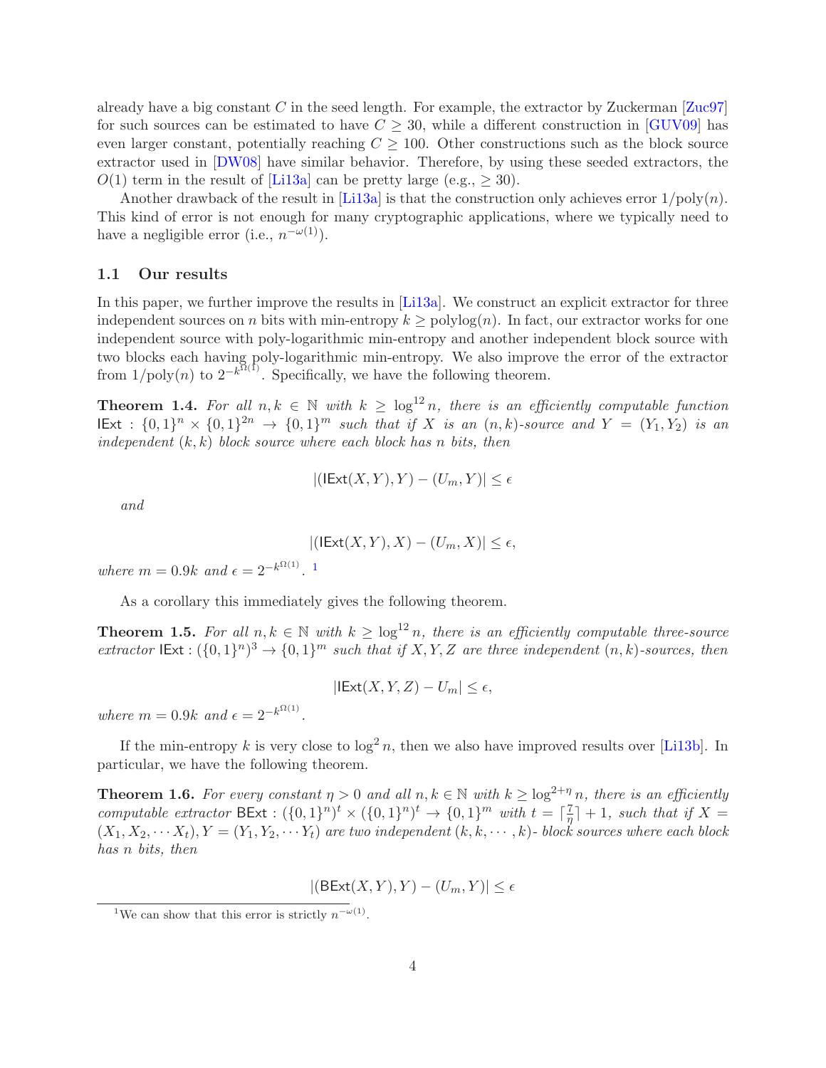already have a big constant $C$ in the seed length. For example, the extractor by Zuckerman [Zuc97] for such sources can be estimated to have $C \geq 30$, while a different construction in [GUV09] has even larger constant, potentially reaching $C \geq 100$. Other constructions such as the block source extractor used in [DW08] have similar behavior. Therefore, by using these seeded extractors, the $O(1)$ term in the result of [Li13a] can be pretty large (e.g., $\geq 30$).

Another drawback of the result in [Li13a] is that the construction only achieves error $1/\mathrm{poly}(n)$. This kind of error is not enough for many cryptographic applications, where we typically need to have a negligible error (i.e., $n^{-\omega(1)}$).

### 1.1 Our results

In this paper, we further improve the results in [Li13a]. We construct an explicit extractor for three independent sources on $n$ bits with min-entropy $k \geq \mathrm{polylog}(n)$. In fact, our extractor works for one independent source with poly-logarithmic min-entropy and another independent block source with two blocks each having poly-logarithmic min-entropy. We also improve the error of the extractor from $1/\mathrm{poly}(n)$ to $2^{-k^{\Omega(1)}}$. Specifically, we have the following theorem.

**Theorem 1.4.** *For all $n, k \in \mathbb{N}$ with $k \geq \log^{12} n$, there is an efficiently computable function $\mathsf{IExt} : \{0,1\}^n \times \{0,1\}^{2n} \to \{0,1\}^m$ such that if $X$ is an $(n,k)$-source and $Y = (Y_1, Y_2)$ is an independent $(k,k)$ block source where each block has $n$ bits, then*

$$|(\mathsf{IExt}(X,Y), Y) - (U_m, Y)| \leq \epsilon$$

*and*

$$|(\mathsf{IExt}(X,Y), X) - (U_m, X)| \leq \epsilon,$$

*where $m = 0.9k$ and $\epsilon = 2^{-k^{\Omega(1)}}$.* [1]

As a corollary this immediately gives the following theorem.

**Theorem 1.5.** *For all $n, k \in \mathbb{N}$ with $k \geq \log^{12} n$, there is an efficiently computable three-source extractor $\mathsf{IExt} : (\{0,1\}^n)^3 \to \{0,1\}^m$ such that if $X, Y, Z$ are three independent $(n,k)$-sources, then*

$$|\mathsf{IExt}(X,Y,Z) - U_m| \leq \epsilon,$$

*where $m = 0.9k$ and $\epsilon = 2^{-k^{\Omega(1)}}$.*

If the min-entropy $k$ is very close to $\log^2 n$, then we also have improved results over [Li13b]. In particular, we have the following theorem.

**Theorem 1.6.** *For every constant $\eta > 0$ and all $n, k \in \mathbb{N}$ with $k \geq \log^{2+\eta} n$, there is an efficiently computable extractor $\mathsf{BExt} : (\{0,1\}^n)^t \times (\{0,1\}^n)^t \to \{0,1\}^m$ with $t = \lceil \frac{7}{\eta} \rceil + 1$, such that if $X = (X_1, X_2, \cdots X_t), Y = (Y_1, Y_2, \cdots Y_t)$ are two independent $(k, k, \cdots, k)$- block sources where each block has $n$ bits, then*

$$|(\mathsf{BExt}(X,Y), Y) - (U_m, Y)| \leq \epsilon$$

[1] We can show that this error is strictly $n^{-\omega(1)}$.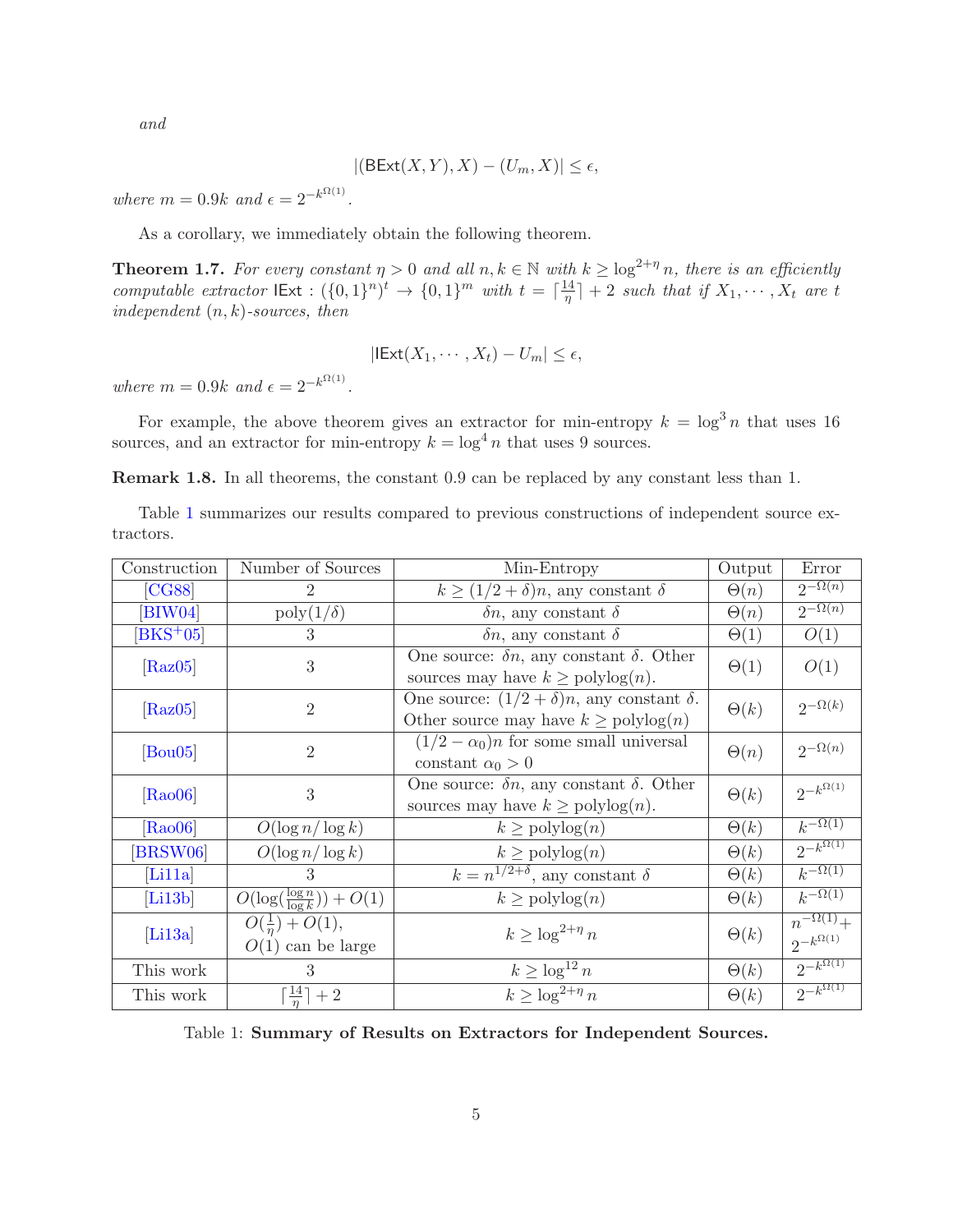*and*

$$|(\mathsf{BExt}(X,Y),X)-(U_m,X)|\le\epsilon,$$

*where* $m=0.9k$ *and* $\epsilon=2^{-k^{\Omega(1)}}$.

As a corollary, we immediately obtain the following theorem.

**Theorem 1.7.** *For every constant* $\eta>0$ *and all* $n,k\in\mathbb{N}$ *with* $k\ge\log^{2+\eta}n$, *there is an efficiently computable extractor* $\mathsf{IExt}:(\{0,1\}^n)^t\to\{0,1\}^m$ *with* $t=\lceil\frac{14}{\eta}\rceil+2$ *such that if* $X_1,\cdots,X_t$ *are* $t$ *independent* $(n,k)$*-sources, then*

$$|\mathsf{IExt}(X_1,\cdots,X_t)-U_m|\le\epsilon,$$

*where* $m=0.9k$ *and* $\epsilon=2^{-k^{\Omega(1)}}$.

For example, the above theorem gives an extractor for min-entropy $k=\log^3 n$ that uses 16 sources, and an extractor for min-entropy $k=\log^4 n$ that uses 9 sources.

**Remark 1.8.** In all theorems, the constant 0.9 can be replaced by any constant less than 1.

Table 1 summarizes our results compared to previous constructions of independent source extractors.

| Construction | Number of Sources | Min-Entropy | Output | Error |
|---|---|---|---|---|
| [CG88] | 2 | $k\ge(1/2+\delta)n$, any constant $\delta$ | $\Theta(n)$ | $2^{-\Omega(n)}$ |
| [BIW04] | $\mathrm{poly}(1/\delta)$ | $\delta n$, any constant $\delta$ | $\Theta(n)$ | $2^{-\Omega(n)}$ |
| [BKS+05] | 3 | $\delta n$, any constant $\delta$ | $\Theta(1)$ | $O(1)$ |
| [Raz05] | 3 | One source: $\delta n$, any constant $\delta$. Other sources may have $k\ge\mathrm{polylog}(n)$. | $\Theta(1)$ | $O(1)$ |
| [Raz05] | 2 | One source: $(1/2+\delta)n$, any constant $\delta$. Other source may have $k\ge\mathrm{polylog}(n)$ | $\Theta(k)$ | $2^{-\Omega(k)}$ |
| [Bou05] | 2 | $(1/2-\alpha_0)n$ for some small universal constant $\alpha_0>0$ | $\Theta(n)$ | $2^{-\Omega(n)}$ |
| [Rao06] | 3 | One source: $\delta n$, any constant $\delta$. Other sources may have $k\ge\mathrm{polylog}(n)$. | $\Theta(k)$ | $2^{-k^{\Omega(1)}}$ |
| [Rao06] | $O(\log n/\log k)$ | $k\ge\mathrm{polylog}(n)$ | $\Theta(k)$ | $k^{-\Omega(1)}$ |
| [BRSW06] | $O(\log n/\log k)$ | $k\ge\mathrm{polylog}(n)$ | $\Theta(k)$ | $2^{-k^{\Omega(1)}}$ |
| [Li11a] | 3 | $k=n^{1/2+\delta}$, any constant $\delta$ | $\Theta(k)$ | $k^{-\Omega(1)}$ |
| [Li13b] | $O(\log(\frac{\log n}{\log k}))+O(1)$ | $k\ge\mathrm{polylog}(n)$ | $\Theta(k)$ | $k^{-\Omega(1)}$ |
| [Li13a] | $O(\frac{1}{\eta})+O(1)$, $O(1)$ can be large | $k\ge\log^{2+\eta}n$ | $\Theta(k)$ | $n^{-\Omega(1)}+2^{-k^{\Omega(1)}}$ |
| This work | 3 | $k\ge\log^{12}n$ | $\Theta(k)$ | $2^{-k^{\Omega(1)}}$ |
| This work | $\lceil\frac{14}{\eta}\rceil+2$ | $k\ge\log^{2+\eta}n$ | $\Theta(k)$ | $2^{-k^{\Omega(1)}}$ |

Table 1: **Summary of Results on Extractors for Independent Sources.**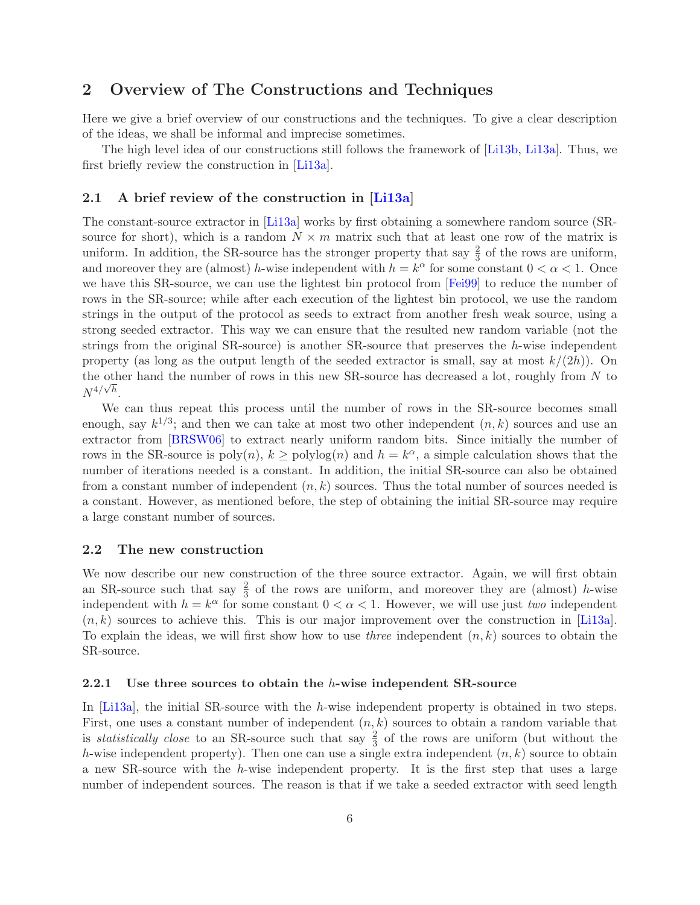## 2 Overview of The Constructions and Techniques

Here we give a brief overview of our constructions and the techniques. To give a clear description of the ideas, we shall be informal and imprecise sometimes.

The high level idea of our constructions still follows the framework of [Li13b, Li13a]. Thus, we first briefly review the construction in [Li13a].

### 2.1 A brief review of the construction in [Li13a]

The constant-source extractor in [Li13a] works by first obtaining a somewhere random source (SR-source for short), which is a random $N \times m$ matrix such that at least one row of the matrix is uniform. In addition, the SR-source has the stronger property that say $\frac{2}{3}$ of the rows are uniform, and moreover they are (almost) $h$-wise independent with $h = k^{\alpha}$ for some constant $0 < \alpha < 1$. Once we have this SR-source, we can use the lightest bin protocol from [Fei99] to reduce the number of rows in the SR-source; while after each execution of the lightest bin protocol, we use the random strings in the output of the protocol as seeds to extract from another fresh weak source, using a strong seeded extractor. This way we can ensure that the resulted new random variable (not the strings from the original SR-source) is another SR-source that preserves the $h$-wise independent property (as long as the output length of the seeded extractor is small, say at most $k/(2h)$). On the other hand the number of rows in this new SR-source has decreased a lot, roughly from $N$ to $N^{4/\sqrt{h}}$.

We can thus repeat this process until the number of rows in the SR-source becomes small enough, say $k^{1/3}$; and then we can take at most two other independent $(n, k)$ sources and use an extractor from [BRSW06] to extract nearly uniform random bits. Since initially the number of rows in the SR-source is $\mathsf{poly}(n)$, $k \geq \mathsf{polylog}(n)$ and $h = k^{\alpha}$, a simple calculation shows that the number of iterations needed is a constant. In addition, the initial SR-source can also be obtained from a constant number of independent $(n, k)$ sources. Thus the total number of sources needed is a constant. However, as mentioned before, the step of obtaining the initial SR-source may require a large constant number of sources.

### 2.2 The new construction

We now describe our new construction of the three source extractor. Again, we will first obtain an SR-source such that say $\frac{2}{3}$ of the rows are uniform, and moreover they are (almost) $h$-wise independent with $h = k^{\alpha}$ for some constant $0 < \alpha < 1$. However, we will use just *two* independent $(n, k)$ sources to achieve this. This is our major improvement over the construction in [Li13a]. To explain the ideas, we will first show how to use *three* independent $(n, k)$ sources to obtain the SR-source.

#### 2.2.1 Use three sources to obtain the $h$-wise independent SR-source

In [Li13a], the initial SR-source with the $h$-wise independent property is obtained in two steps. First, one uses a constant number of independent $(n, k)$ sources to obtain a random variable that is *statistically close* to an SR-source such that say $\frac{2}{3}$ of the rows are uniform (but without the $h$-wise independent property). Then one can use a single extra independent $(n, k)$ source to obtain a new SR-source with the $h$-wise independent property. It is the first step that uses a large number of independent sources. The reason is that if we take a seeded extractor with seed length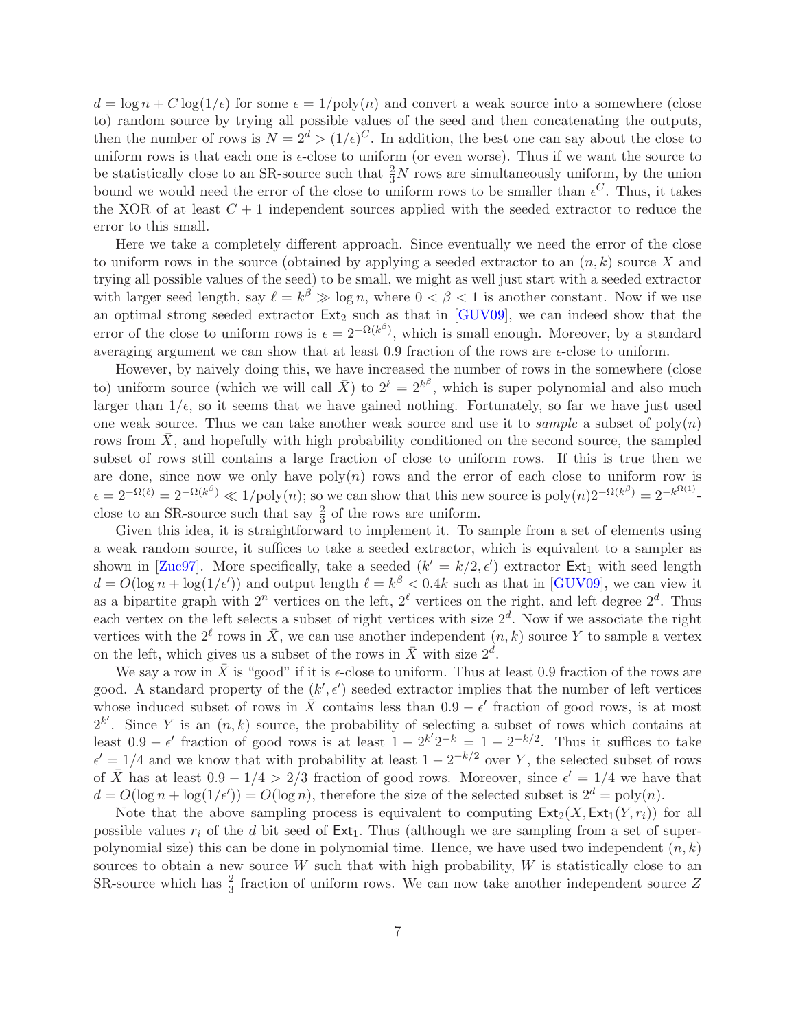$d = \log n + C \log(1/\epsilon)$ for some $\epsilon = 1/\text{poly}(n)$ and convert a weak source into a somewhere (close to) random source by trying all possible values of the seed and then concatenating the outputs, then the number of rows is $N = 2^d > (1/\epsilon)^C$. In addition, the best one can say about the close to uniform rows is that each one is $\epsilon$-close to uniform (or even worse). Thus if we want the source to be statistically close to an SR-source such that $\frac{2}{3}N$ rows are simultaneously uniform, by the union bound we would need the error of the close to uniform rows to be smaller than $\epsilon^C$. Thus, it takes the XOR of at least $C+1$ independent sources applied with the seeded extractor to reduce the error to this small.

Here we take a completely different approach. Since eventually we need the error of the close to uniform rows in the source (obtained by applying a seeded extractor to an $(n, k)$ source $X$ and trying all possible values of the seed) to be small, we might as well just start with a seeded extractor with larger seed length, say $\ell = k^\beta \gg \log n$, where $0 < \beta < 1$ is another constant. Now if we use an optimal strong seeded extractor $\mathsf{Ext}_2$ such as that in [GUV09], we can indeed show that the error of the close to uniform rows is $\epsilon = 2^{-\Omega(k^\beta)}$, which is small enough. Moreover, by a standard averaging argument we can show that at least 0.9 fraction of the rows are $\epsilon$-close to uniform.

However, by naively doing this, we have increased the number of rows in the somewhere (close to) uniform source (which we will call $\bar{X}$) to $2^\ell = 2^{k^\beta}$, which is super polynomial and also much larger than $1/\epsilon$, so it seems that we have gained nothing. Fortunately, so far we have just used one weak source. Thus we can take another weak source and use it to *sample* a subset of $\text{poly}(n)$ rows from $\bar{X}$, and hopefully with high probability conditioned on the second source, the sampled subset of rows still contains a large fraction of close to uniform rows. If this is true then we are done, since now we only have $\text{poly}(n)$ rows and the error of each close to uniform row is $\epsilon = 2^{-\Omega(\ell)} = 2^{-\Omega(k^\beta)} \ll 1/\text{poly}(n)$; so we can show that this new source is $\text{poly}(n)2^{-\Omega(k^\beta)} = 2^{-k^{\Omega(1)}}$-close to an SR-source such that say $\frac{2}{3}$ of the rows are uniform.

Given this idea, it is straightforward to implement it. To sample from a set of elements using a weak random source, it suffices to take a seeded extractor, which is equivalent to a sampler as shown in [Zuc97]. More specifically, take a seeded $(k' = k/2, \epsilon')$ extractor $\mathsf{Ext}_1$ with seed length $d = O(\log n + \log(1/\epsilon'))$ and output length $\ell = k^\beta < 0.4k$ such as that in [GUV09], we can view it as a bipartite graph with $2^n$ vertices on the left, $2^\ell$ vertices on the right, and left degree $2^d$. Thus each vertex on the left selects a subset of right vertices with size $2^d$. Now if we associate the right vertices with the $2^\ell$ rows in $\bar{X}$, we can use another independent $(n, k)$ source $Y$ to sample a vertex on the left, which gives us a subset of the rows in $\bar{X}$ with size $2^d$.

We say a row in $\bar{X}$ is "good" if it is $\epsilon$-close to uniform. Thus at least 0.9 fraction of the rows are good. A standard property of the $(k', \epsilon')$ seeded extractor implies that the number of left vertices whose induced subset of rows in $\bar{X}$ contains less than $0.9 - \epsilon'$ fraction of good rows, is at most $2^{k'}$. Since $Y$ is an $(n, k)$ source, the probability of selecting a subset of rows which contains at least $0.9 - \epsilon'$ fraction of good rows is at least $1 - 2^{k'}2^{-k} = 1 - 2^{-k/2}$. Thus it suffices to take $\epsilon' = 1/4$ and we know that with probability at least $1 - 2^{-k/2}$ over $Y$, the selected subset of rows of $\bar{X}$ has at least $0.9 - 1/4 > 2/3$ fraction of good rows. Moreover, since $\epsilon' = 1/4$ we have that $d = O(\log n + \log(1/\epsilon')) = O(\log n)$, therefore the size of the selected subset is $2^d = \text{poly}(n)$.

Note that the above sampling process is equivalent to computing $\mathsf{Ext}_2(X, \mathsf{Ext}_1(Y, r_i))$ for all possible values $r_i$ of the $d$ bit seed of $\mathsf{Ext}_1$. Thus (although we are sampling from a set of super-polynomial size) this can be done in polynomial time. Hence, we have used two independent $(n, k)$ sources to obtain a new source $W$ such that with high probability, $W$ is statistically close to an SR-source which has $\frac{2}{3}$ fraction of uniform rows. We can now take another independent source $Z$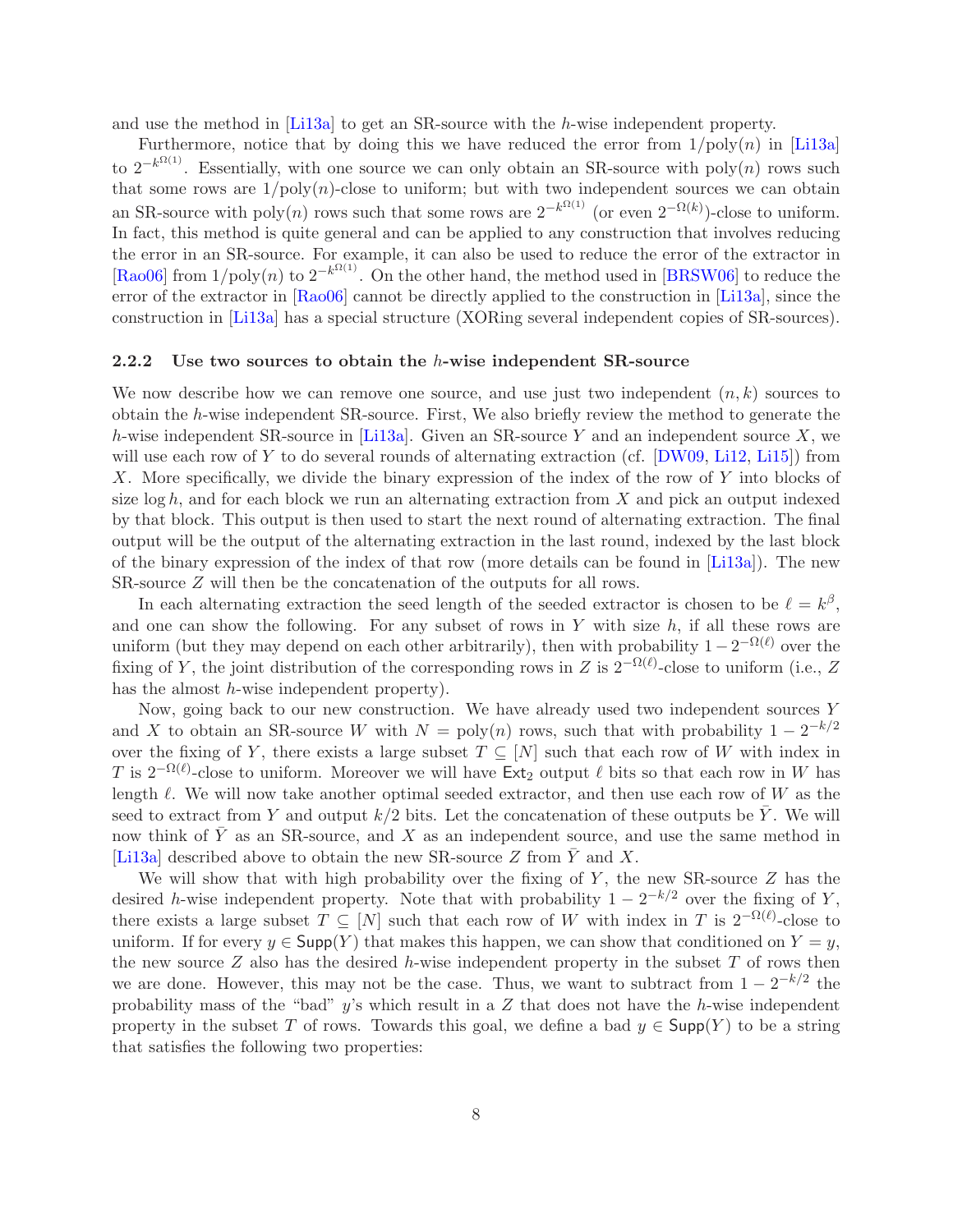and use the method in [Li13a] to get an SR-source with the $h$-wise independent property.

Furthermore, notice that by doing this we have reduced the error from $1/\text{poly}(n)$ in [Li13a] to $2^{-k^{\Omega(1)}}$. Essentially, with one source we can only obtain an SR-source with $\text{poly}(n)$ rows such that some rows are $1/\text{poly}(n)$-close to uniform; but with two independent sources we can obtain an SR-source with $\text{poly}(n)$ rows such that some rows are $2^{-k^{\Omega(1)}}$ (or even $2^{-\Omega(k)}$)-close to uniform. In fact, this method is quite general and can be applied to any construction that involves reducing the error in an SR-source. For example, it can also be used to reduce the error of the extractor in [Rao06] from $1/\text{poly}(n)$ to $2^{-k^{\Omega(1)}}$. On the other hand, the method used in [BRSW06] to reduce the error of the extractor in [Rao06] cannot be directly applied to the construction in [Li13a], since the construction in [Li13a] has a special structure (XORing several independent copies of SR-sources).

### 2.2.2 Use two sources to obtain the $h$-wise independent SR-source

We now describe how we can remove one source, and use just two independent $(n, k)$ sources to obtain the $h$-wise independent SR-source. First, We also briefly review the method to generate the $h$-wise independent SR-source in [Li13a]. Given an SR-source $Y$ and an independent source $X$, we will use each row of $Y$ to do several rounds of alternating extraction (cf. [DW09, Li12, Li15]) from $X$. More specifically, we divide the binary expression of the index of the row of $Y$ into blocks of size $\log h$, and for each block we run an alternating extraction from $X$ and pick an output indexed by that block. This output is then used to start the next round of alternating extraction. The final output will be the output of the alternating extraction in the last round, indexed by the last block of the binary expression of the index of that row (more details can be found in [Li13a]). The new SR-source $Z$ will then be the concatenation of the outputs for all rows.

In each alternating extraction the seed length of the seeded extractor is chosen to be $\ell = k^{\beta}$, and one can show the following. For any subset of rows in $Y$ with size $h$, if all these rows are uniform (but they may depend on each other arbitrarily), then with probability $1 - 2^{-\Omega(\ell)}$ over the fixing of $Y$, the joint distribution of the corresponding rows in $Z$ is $2^{-\Omega(\ell)}$-close to uniform (i.e., $Z$ has the almost $h$-wise independent property).

Now, going back to our new construction. We have already used two independent sources $Y$ and $X$ to obtain an SR-source $W$ with $N = \text{poly}(n)$ rows, such that with probability $1 - 2^{-k/2}$ over the fixing of $Y$, there exists a large subset $T \subseteq [N]$ such that each row of $W$ with index in $T$ is $2^{-\Omega(\ell)}$-close to uniform. Moreover we will have $\mathsf{Ext}_2$ output $\ell$ bits so that each row in $W$ has length $\ell$. We will now take another optimal seeded extractor, and then use each row of $W$ as the seed to extract from $Y$ and output $k/2$ bits. Let the concatenation of these outputs be $\bar{Y}$. We will now think of $\bar{Y}$ as an SR-source, and $X$ as an independent source, and use the same method in [Li13a] described above to obtain the new SR-source $Z$ from $\bar{Y}$ and $X$.

We will show that with high probability over the fixing of $Y$, the new SR-source $Z$ has the desired $h$-wise independent property. Note that with probability $1 - 2^{-k/2}$ over the fixing of $Y$, there exists a large subset $T \subseteq [N]$ such that each row of $W$ with index in $T$ is $2^{-\Omega(\ell)}$-close to uniform. If for every $y \in \mathsf{Supp}(Y)$ that makes this happen, we can show that conditioned on $Y = y$, the new source $Z$ also has the desired $h$-wise independent property in the subset $T$ of rows then we are done. However, this may not be the case. Thus, we want to subtract from $1 - 2^{-k/2}$ the probability mass of the "bad" $y$'s which result in a $Z$ that does not have the $h$-wise independent property in the subset $T$ of rows. Towards this goal, we define a bad $y \in \mathsf{Supp}(Y)$ to be a string that satisfies the following two properties: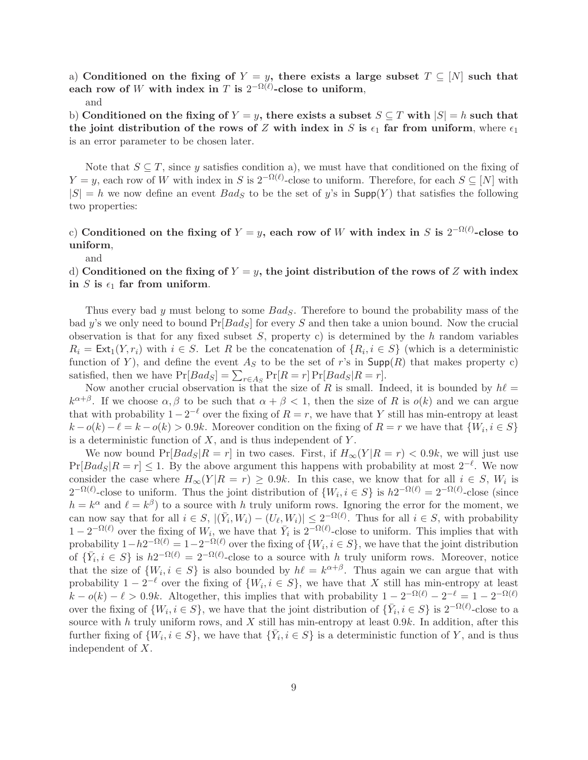a) **Conditioned on the fixing of $Y = y$, there exists a large subset $T \subseteq [N]$ such that each row of $W$ with index in $T$ is $2^{-\Omega(\ell)}$-close to uniform**,

and

b) **Conditioned on the fixing of $Y = y$, there exists a subset $S \subseteq T$ with $|S| = h$ such that the joint distribution of the rows of $Z$ with index in $S$ is $\epsilon_1$ far from uniform**, where $\epsilon_1$ is an error parameter to be chosen later.

Note that $S \subseteq T$, since $y$ satisfies condition a), we must have that conditioned on the fixing of $Y = y$, each row of $W$ with index in $S$ is $2^{-\Omega(\ell)}$-close to uniform. Therefore, for each $S \subseteq [N]$ with $|S| = h$ we now define an event $Bad_S$ to be the set of $y$'s in $\mathsf{Supp}(Y)$ that satisfies the following two properties:

c) **Conditioned on the fixing of $Y = y$, each row of $W$ with index in $S$ is $2^{-\Omega(\ell)}$-close to uniform**,

and

d) **Conditioned on the fixing of $Y = y$, the joint distribution of the rows of $Z$ with index in $S$ is $\epsilon_1$ far from uniform**.

Thus every bad $y$ must belong to some $Bad_S$. Therefore to bound the probability mass of the bad $y$'s we only need to bound $\Pr[Bad_S]$ for every $S$ and then take a union bound. Now the crucial observation is that for any fixed subset $S$, property c) is determined by the $h$ random variables $R_i = \mathsf{Ext}_1(Y, r_i)$ with $i \in S$. Let $R$ be the concatenation of $\{R_i, i \in S\}$ (which is a deterministic function of $Y$), and define the event $A_S$ to be the set of $r$'s in $\mathsf{Supp}(R)$ that makes property c) satisfied, then we have $\Pr[Bad_S] = \sum_{r \in A_S} \Pr[R = r] \Pr[Bad_S | R = r]$.

Now another crucial observation is that the size of $R$ is small. Indeed, it is bounded by $h\ell = k^{\alpha+\beta}$. If we choose $\alpha, \beta$ to be such that $\alpha + \beta < 1$, then the size of $R$ is $o(k)$ and we can argue that with probability $1 - 2^{-\ell}$ over the fixing of $R = r$, we have that $Y$ still has min-entropy at least $k - o(k) - \ell = k - o(k) > 0.9k$. Moreover condition on the fixing of $R = r$ we have that $\{W_i, i \in S\}$ is a deterministic function of $X$, and is thus independent of $Y$.

We now bound $\Pr[Bad_S | R = r]$ in two cases. First, if $H_\infty(Y | R = r) < 0.9k$, we will just use $\Pr[Bad_S | R = r] \leq 1$. By the above argument this happens with probability at most $2^{-\ell}$. We now consider the case where $H_\infty(Y | R = r) \geq 0.9k$. In this case, we know that for all $i \in S$, $W_i$ is $2^{-\Omega(\ell)}$-close to uniform. Thus the joint distribution of $\{W_i, i \in S\}$ is $h 2^{-\Omega(\ell)} = 2^{-\Omega(\ell)}$-close (since $h = k^\alpha$ and $\ell = k^\beta$) to a source with $h$ truly uniform rows. Ignoring the error for the moment, we can now say that for all $i \in S$, $|(\bar{Y}_i, W_i) - (U_\ell, W_i)| \leq 2^{-\Omega(\ell)}$. Thus for all $i \in S$, with probability $1 - 2^{-\Omega(\ell)}$ over the fixing of $W_i$, we have that $\bar{Y}_i$ is $2^{-\Omega(\ell)}$-close to uniform. This implies that with probability $1 - h 2^{-\Omega(\ell)} = 1 - 2^{-\Omega(\ell)}$ over the fixing of $\{W_i, i \in S\}$, we have that the joint distribution of $\{\bar{Y}_i, i \in S\}$ is $h 2^{-\Omega(\ell)} = 2^{-\Omega(\ell)}$-close to a source with $h$ truly uniform rows. Moreover, notice that the size of $\{W_i, i \in S\}$ is also bounded by $h\ell = k^{\alpha+\beta}$. Thus again we can argue that with probability $1 - 2^{-\ell}$ over the fixing of $\{W_i, i \in S\}$, we have that $X$ still has min-entropy at least $k - o(k) - \ell > 0.9k$. Altogether, this implies that with probability $1 - 2^{-\Omega(\ell)} - 2^{-\ell} = 1 - 2^{-\Omega(\ell)}$ over the fixing of $\{W_i, i \in S\}$, we have that the joint distribution of $\{\bar{Y}_i, i \in S\}$ is $2^{-\Omega(\ell)}$-close to a source with $h$ truly uniform rows, and $X$ still has min-entropy at least $0.9k$. In addition, after this further fixing of $\{W_i, i \in S\}$, we have that $\{\bar{Y}_i, i \in S\}$ is a deterministic function of $Y$, and is thus independent of $X$.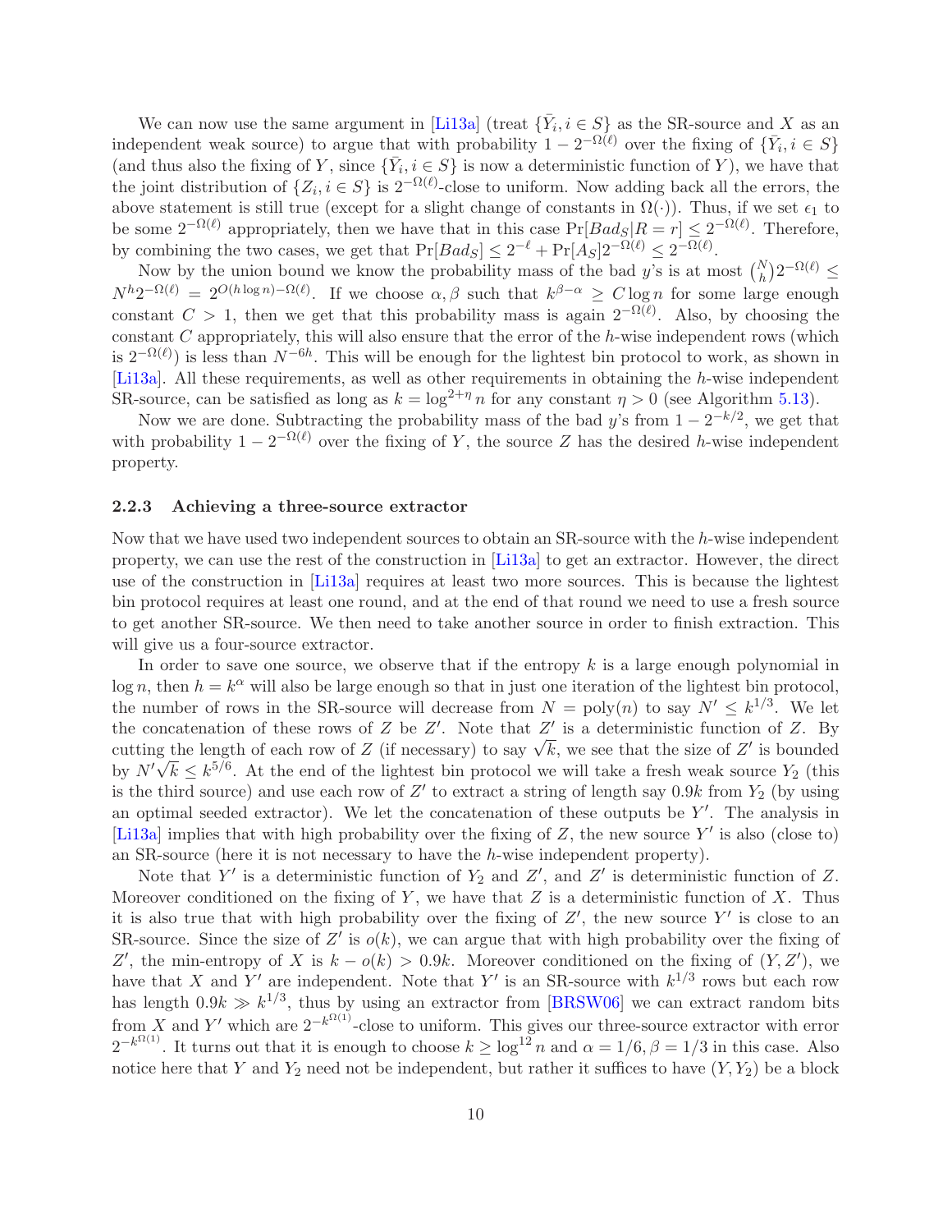We can now use the same argument in [Li13a] (treat $\{\bar{Y}_i, i \in S\}$ as the SR-source and $X$ as an independent weak source) to argue that with probability $1 - 2^{-\Omega(\ell)}$ over the fixing of $\{\bar{Y}_i, i \in S\}$ (and thus also the fixing of $Y$, since $\{\bar{Y}_i, i \in S\}$ is now a deterministic function of $Y$), we have that the joint distribution of $\{Z_i, i \in S\}$ is $2^{-\Omega(\ell)}$-close to uniform. Now adding back all the errors, the above statement is still true (except for a slight change of constants in $\Omega(\cdot)$). Thus, if we set $\epsilon_1$ to be some $2^{-\Omega(\ell)}$ appropriately, then we have that in this case $\Pr[Bad_S | R = r] \leq 2^{-\Omega(\ell)}$. Therefore, by combining the two cases, we get that $\Pr[Bad_S] \leq 2^{-\ell} + \Pr[A_S] 2^{-\Omega(\ell)} \leq 2^{-\Omega(\ell)}$.

Now by the union bound we know the probability mass of the bad $y$'s is at most $\binom{N}{h} 2^{-\Omega(\ell)} \leq N^h 2^{-\Omega(\ell)} = 2^{O(h \log n) - \Omega(\ell)}$. If we choose $\alpha, \beta$ such that $k^{\beta - \alpha} \geq C \log n$ for some large enough constant $C > 1$, then we get that this probability mass is again $2^{-\Omega(\ell)}$. Also, by choosing the constant $C$ appropriately, this will also ensure that the error of the $h$-wise independent rows (which is $2^{-\Omega(\ell)}$) is less than $N^{-6h}$. This will be enough for the lightest bin protocol to work, as shown in [Li13a]. All these requirements, as well as other requirements in obtaining the $h$-wise independent SR-source, can be satisfied as long as $k = \log^{2+\eta} n$ for any constant $\eta > 0$ (see Algorithm 5.13).

Now we are done. Subtracting the probability mass of the bad $y$'s from $1 - 2^{-k/2}$, we get that with probability $1 - 2^{-\Omega(\ell)}$ over the fixing of $Y$, the source $Z$ has the desired $h$-wise independent property.

### 2.2.3 Achieving a three-source extractor

Now that we have used two independent sources to obtain an SR-source with the $h$-wise independent property, we can use the rest of the construction in [Li13a] to get an extractor. However, the direct use of the construction in [Li13a] requires at least two more sources. This is because the lightest bin protocol requires at least one round, and at the end of that round we need to use a fresh source to get another SR-source. We then need to take another source in order to finish extraction. This will give us a four-source extractor.

In order to save one source, we observe that if the entropy $k$ is a large enough polynomial in $\log n$, then $h = k^\alpha$ will also be large enough so that in just one iteration of the lightest bin protocol, the number of rows in the SR-source will decrease from $N = \mathsf{poly}(n)$ to say $N' \leq k^{1/3}$. We let the concatenation of these rows of $Z$ be $Z'$. Note that $Z'$ is a deterministic function of $Z$. By cutting the length of each row of $Z$ (if necessary) to say $\sqrt{k}$, we see that the size of $Z'$ is bounded by $N'\sqrt{k} \leq k^{5/6}$. At the end of the lightest bin protocol we will take a fresh weak source $Y_2$ (this is the third source) and use each row of $Z'$ to extract a string of length say $0.9k$ from $Y_2$ (by using an optimal seeded extractor). We let the concatenation of these outputs be $Y'$. The analysis in [Li13a] implies that with high probability over the fixing of $Z$, the new source $Y'$ is also (close to) an SR-source (here it is not necessary to have the $h$-wise independent property).

Note that $Y'$ is a deterministic function of $Y_2$ and $Z'$, and $Z'$ is deterministic function of $Z$. Moreover conditioned on the fixing of $Y$, we have that $Z$ is a deterministic function of $X$. Thus it is also true that with high probability over the fixing of $Z'$, the new source $Y'$ is close to an SR-source. Since the size of $Z'$ is $o(k)$, we can argue that with high probability over the fixing of $Z'$, the min-entropy of $X$ is $k - o(k) > 0.9k$. Moreover conditioned on the fixing of $(Y, Z')$, we have that $X$ and $Y'$ are independent. Note that $Y'$ is an SR-source with $k^{1/3}$ rows but each row has length $0.9k \gg k^{1/3}$, thus by using an extractor from [BRSW06] we can extract random bits from $X$ and $Y'$ which are $2^{-k^{\Omega(1)}}$-close to uniform. This gives our three-source extractor with error $2^{-k^{\Omega(1)}}$. It turns out that it is enough to choose $k \geq \log^{12} n$ and $\alpha = 1/6, \beta = 1/3$ in this case. Also notice here that $Y$ and $Y_2$ need not be independent, but rather it suffices to have $(Y, Y_2)$ be a block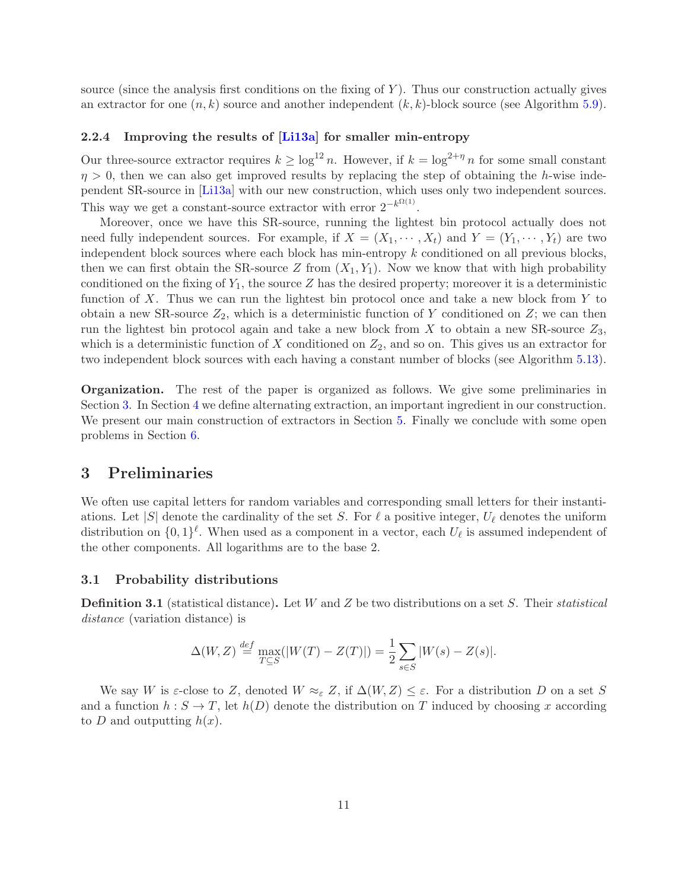source (since the analysis first conditions on the fixing of $Y$). Thus our construction actually gives an extractor for one $(n, k)$ source and another independent $(k, k)$-block source (see Algorithm 5.9).

#### 2.2.4 Improving the results of [Li13a] for smaller min-entropy

Our three-source extractor requires $k \geq \log^{12} n$. However, if $k = \log^{2+\eta} n$ for some small constant $\eta > 0$, then we can also get improved results by replacing the step of obtaining the $h$-wise independent SR-source in [Li13a] with our new construction, which uses only two independent sources. This way we get a constant-source extractor with error $2^{-k^{\Omega(1)}}$.

Moreover, once we have this SR-source, running the lightest bin protocol actually does not need fully independent sources. For example, if $X = (X_1, \cdots, X_t)$ and $Y = (Y_1, \cdots, Y_t)$ are two independent block sources where each block has min-entropy $k$ conditioned on all previous blocks, then we can first obtain the SR-source $Z$ from $(X_1, Y_1)$. Now we know that with high probability conditioned on the fixing of $Y_1$, the source $Z$ has the desired property; moreover it is a deterministic function of $X$. Thus we can run the lightest bin protocol once and take a new block from $Y$ to obtain a new SR-source $Z_2$, which is a deterministic function of $Y$ conditioned on $Z$; we can then run the lightest bin protocol again and take a new block from $X$ to obtain a new SR-source $Z_3$, which is a deterministic function of $X$ conditioned on $Z_2$, and so on. This gives us an extractor for two independent block sources with each having a constant number of blocks (see Algorithm 5.13).

**Organization.** The rest of the paper is organized as follows. We give some preliminaries in Section 3. In Section 4 we define alternating extraction, an important ingredient in our construction. We present our main construction of extractors in Section 5. Finally we conclude with some open problems in Section 6.

## 3 Preliminaries

We often use capital letters for random variables and corresponding small letters for their instantiations. Let $|S|$ denote the cardinality of the set $S$. For $\ell$ a positive integer, $U_\ell$ denotes the uniform distribution on $\{0,1\}^\ell$. When used as a component in a vector, each $U_\ell$ is assumed independent of the other components. All logarithms are to the base 2.

### 3.1 Probability distributions

**Definition 3.1** (statistical distance)**.** Let $W$ and $Z$ be two distributions on a set $S$. Their *statistical distance* (variation distance) is

$$\Delta(W, Z) \stackrel{def}{=} \max_{T \subseteq S}(|W(T) - Z(T)|) = \frac{1}{2} \sum_{s \in S} |W(s) - Z(s)|.$$

We say $W$ is $\varepsilon$-close to $Z$, denoted $W \approx_\varepsilon Z$, if $\Delta(W, Z) \leq \varepsilon$. For a distribution $D$ on a set $S$ and a function $h : S \to T$, let $h(D)$ denote the distribution on $T$ induced by choosing $x$ according to $D$ and outputting $h(x)$.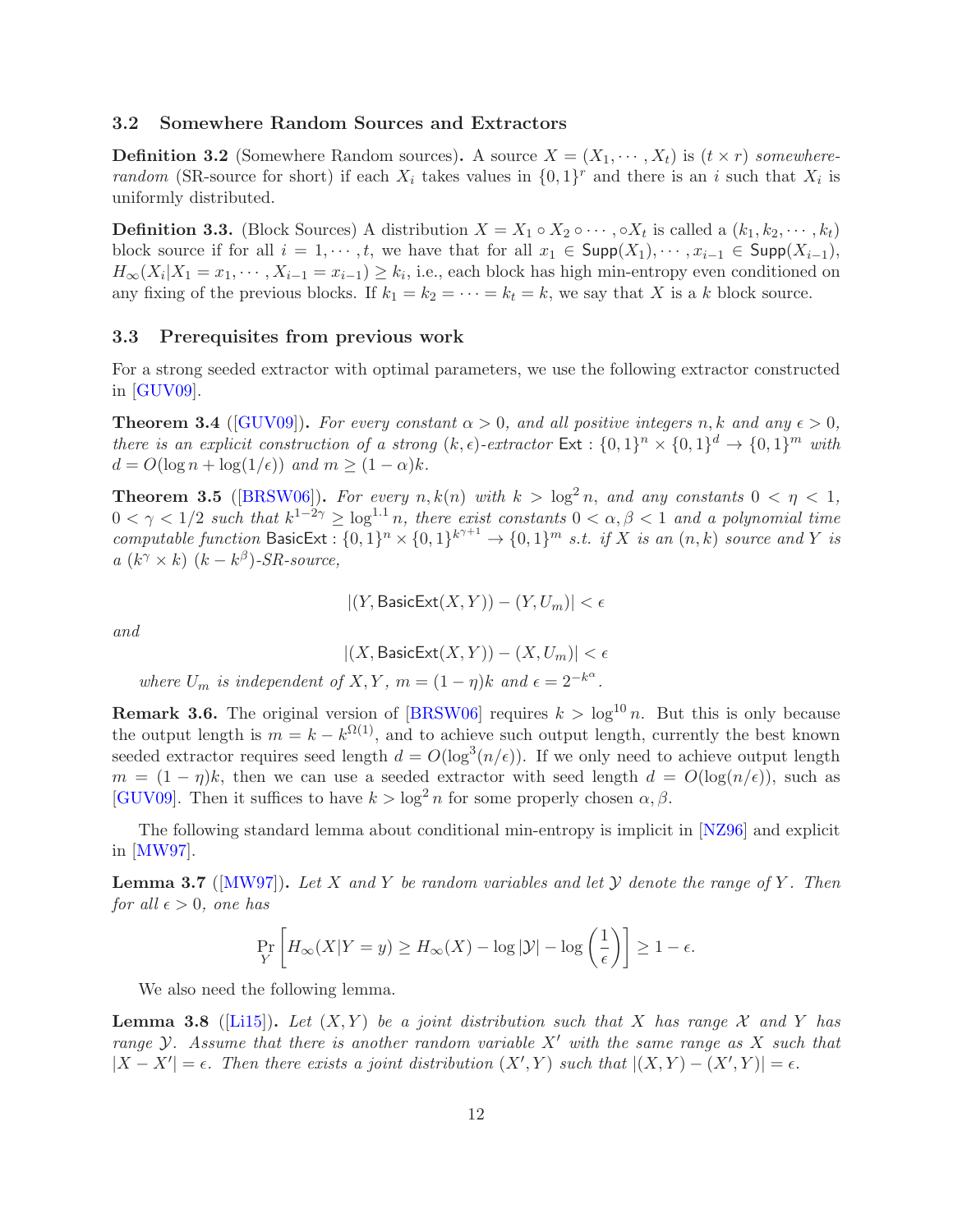### 3.2 Somewhere Random Sources and Extractors

**Definition 3.2** (Somewhere Random sources)**.** A source $X = (X_1, \cdots, X_t)$ is $(t \times r)$ *somewhere-random* (SR-source for short) if each $X_i$ takes values in $\{0,1\}^r$ and there is an $i$ such that $X_i$ is uniformly distributed.

**Definition 3.3.** (Block Sources) A distribution $X = X_1 \circ X_2 \circ \cdots, \circ X_t$ is called a $(k_1, k_2, \cdots, k_t)$ block source if for all $i = 1, \cdots, t$, we have that for all $x_1 \in \mathsf{Supp}(X_1), \cdots, x_{i-1} \in \mathsf{Supp}(X_{i-1})$, $H_\infty(X_i | X_1 = x_1, \cdots, X_{i-1} = x_{i-1}) \geq k_i$, i.e., each block has high min-entropy even conditioned on any fixing of the previous blocks. If $k_1 = k_2 = \cdots = k_t = k$, we say that $X$ is a $k$ block source.

### 3.3 Prerequisites from previous work

For a strong seeded extractor with optimal parameters, we use the following extractor constructed in [GUV09].

**Theorem 3.4** ([GUV09])**.** *For every constant $\alpha > 0$, and all positive integers $n, k$ and any $\epsilon > 0$, there is an explicit construction of a strong $(k, \epsilon)$-extractor $\mathsf{Ext} : \{0,1\}^n \times \{0,1\}^d \to \{0,1\}^m$ with $d = O(\log n + \log(1/\epsilon))$ and $m \geq (1 - \alpha)k$.*

**Theorem 3.5** ([BRSW06])**.** *For every $n, k(n)$ with $k > \log^2 n$, and any constants $0 < \eta < 1$, $0 < \gamma < 1/2$ such that $k^{1-2\gamma} \geq \log^{1.1} n$, there exist constants $0 < \alpha, \beta < 1$ and a polynomial time computable function $\mathsf{BasicExt} : \{0,1\}^n \times \{0,1\}^{k^{\gamma+1}} \to \{0,1\}^m$ s.t. if $X$ is an $(n, k)$ source and $Y$ is a $(k^\gamma \times k)$ $(k - k^\beta)$-SR-source,*

$$|(Y, \mathsf{BasicExt}(X, Y)) - (Y, U_m)| < \epsilon$$

*and*

$$|(X, \mathsf{BasicExt}(X, Y)) - (X, U_m)| < \epsilon$$

*where $U_m$ is independent of $X, Y$, $m = (1 - \eta)k$ and $\epsilon = 2^{-k^\alpha}$.*

**Remark 3.6.** The original version of [BRSW06] requires $k > \log^{10} n$. But this is only because the output length is $m = k - k^{\Omega(1)}$, and to achieve such output length, currently the best known seeded extractor requires seed length $d = O(\log^3(n/\epsilon))$. If we only need to achieve output length $m = (1 - \eta)k$, then we can use a seeded extractor with seed length $d = O(\log(n/\epsilon))$, such as [GUV09]. Then it suffices to have $k > \log^2 n$ for some properly chosen $\alpha, \beta$.

The following standard lemma about conditional min-entropy is implicit in [NZ96] and explicit in [MW97].

**Lemma 3.7** ([MW97])**.** *Let $X$ and $Y$ be random variables and let $\mathcal{Y}$ denote the range of $Y$. Then for all $\epsilon > 0$, one has*

$$\Pr_Y \left[ H_\infty(X | Y = y) \geq H_\infty(X) - \log |\mathcal{Y}| - \log \left( \frac{1}{\epsilon} \right) \right] \geq 1 - \epsilon.$$

We also need the following lemma.

**Lemma 3.8** ([Li15])**.** *Let $(X, Y)$ be a joint distribution such that $X$ has range $\mathcal{X}$ and $Y$ has range $\mathcal{Y}$. Assume that there is another random variable $X'$ with the same range as $X$ such that $|X - X'| = \epsilon$. Then there exists a joint distribution $(X', Y)$ such that $|(X, Y) - (X', Y)| = \epsilon$.*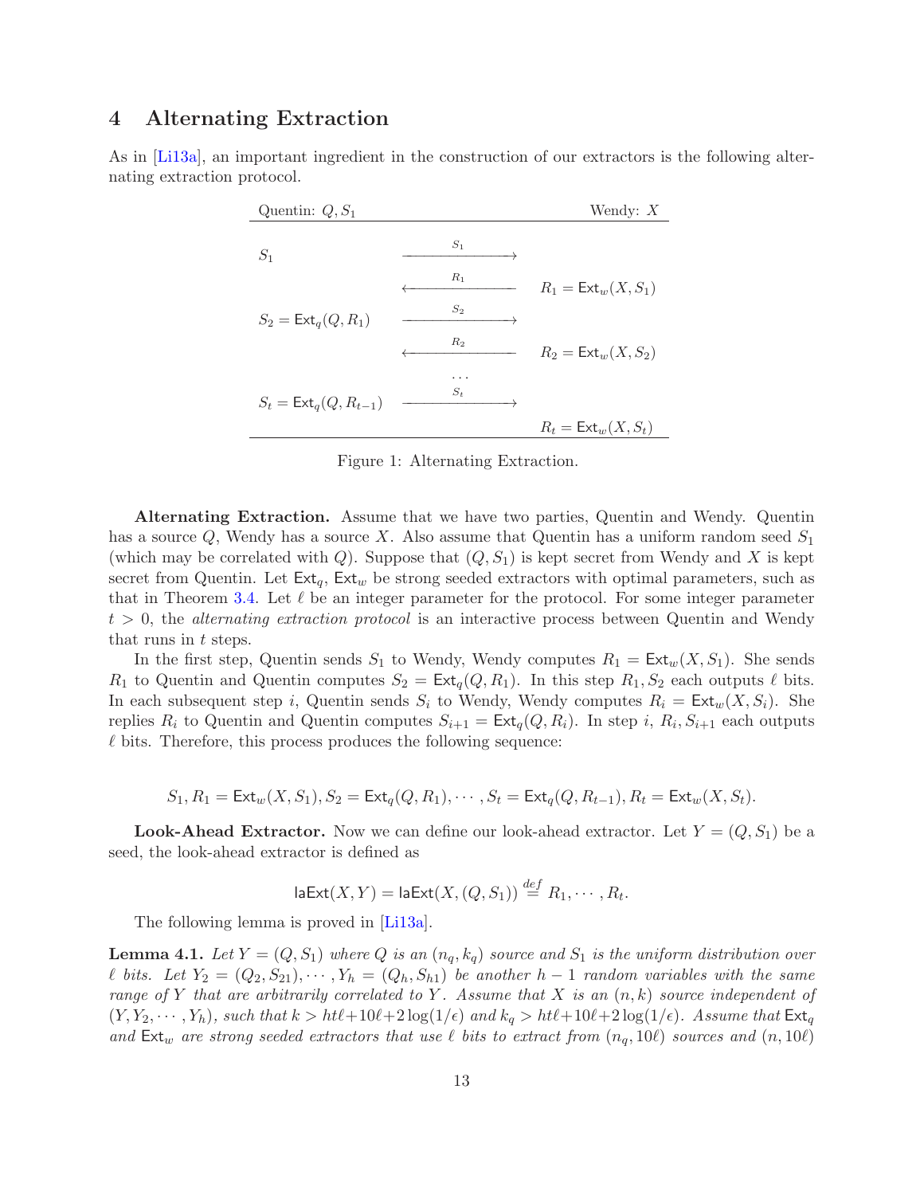## 4 Alternating Extraction

As in [Li13a], an important ingredient in the construction of our extractors is the following alternating extraction protocol.

| Quentin: $Q, S_1$ | | Wendy: $X$ |
|---|---|---|
| $S_1$ | $\xrightarrow{S_1}$ | |
| | $\xleftarrow{R_1}$ | $R_1 = \mathsf{Ext}_w(X, S_1)$ |
| $S_2 = \mathsf{Ext}_q(Q, R_1)$ | $\xrightarrow{S_2}$ | |
| | $\xleftarrow{R_2}$ | $R_2 = \mathsf{Ext}_w(X, S_2)$ |
| | $\cdots$ | |
| $S_t = \mathsf{Ext}_q(Q, R_{t-1})$ | $\xrightarrow{S_t}$ | |
| | | $R_t = \mathsf{Ext}_w(X, S_t)$ |

Figure 1: Alternating Extraction.

**Alternating Extraction.** Assume that we have two parties, Quentin and Wendy. Quentin has a source $Q$, Wendy has a source $X$. Also assume that Quentin has a uniform random seed $S_1$ (which may be correlated with $Q$). Suppose that $(Q, S_1)$ is kept secret from Wendy and $X$ is kept secret from Quentin. Let $\mathsf{Ext}_q$, $\mathsf{Ext}_w$ be strong seeded extractors with optimal parameters, such as that in Theorem 3.4. Let $\ell$ be an integer parameter for the protocol. For some integer parameter $t > 0$, the *alternating extraction protocol* is an interactive process between Quentin and Wendy that runs in $t$ steps.

In the first step, Quentin sends $S_1$ to Wendy, Wendy computes $R_1 = \mathsf{Ext}_w(X, S_1)$. She sends $R_1$ to Quentin and Quentin computes $S_2 = \mathsf{Ext}_q(Q, R_1)$. In this step $R_1, S_2$ each outputs $\ell$ bits. In each subsequent step $i$, Quentin sends $S_i$ to Wendy, Wendy computes $R_i = \mathsf{Ext}_w(X, S_i)$. She replies $R_i$ to Quentin and Quentin computes $S_{i+1} = \mathsf{Ext}_q(Q, R_i)$. In step $i$, $R_i, S_{i+1}$ each outputs $\ell$ bits. Therefore, this process produces the following sequence:

$$S_1, R_1 = \mathsf{Ext}_w(X, S_1), S_2 = \mathsf{Ext}_q(Q, R_1), \cdots, S_t = \mathsf{Ext}_q(Q, R_{t-1}), R_t = \mathsf{Ext}_w(X, S_t).$$

**Look-Ahead Extractor.** Now we can define our look-ahead extractor. Let $Y = (Q, S_1)$ be a seed, the look-ahead extractor is defined as

$$\mathsf{laExt}(X, Y) = \mathsf{laExt}(X, (Q, S_1)) \stackrel{def}{=} R_1, \cdots, R_t.$$

The following lemma is proved in [Li13a].

**Lemma 4.1.** *Let $Y = (Q, S_1)$ where $Q$ is an $(n_q, k_q)$ source and $S_1$ is the uniform distribution over $\ell$ bits. Let $Y_2 = (Q_2, S_{21}), \cdots, Y_h = (Q_h, S_{h1})$ be another $h - 1$ random variables with the same range of $Y$ that are arbitrarily correlated to $Y$. Assume that $X$ is an $(n, k)$ source independent of $(Y, Y_2, \cdots, Y_h)$, such that $k > ht\ell + 10\ell + 2\log(1/\epsilon)$ and $k_q > ht\ell + 10\ell + 2\log(1/\epsilon)$. Assume that $\mathsf{Ext}_q$ and $\mathsf{Ext}_w$ are strong seeded extractors that use $\ell$ bits to extract from $(n_q, 10\ell)$ sources and $(n, 10\ell)$*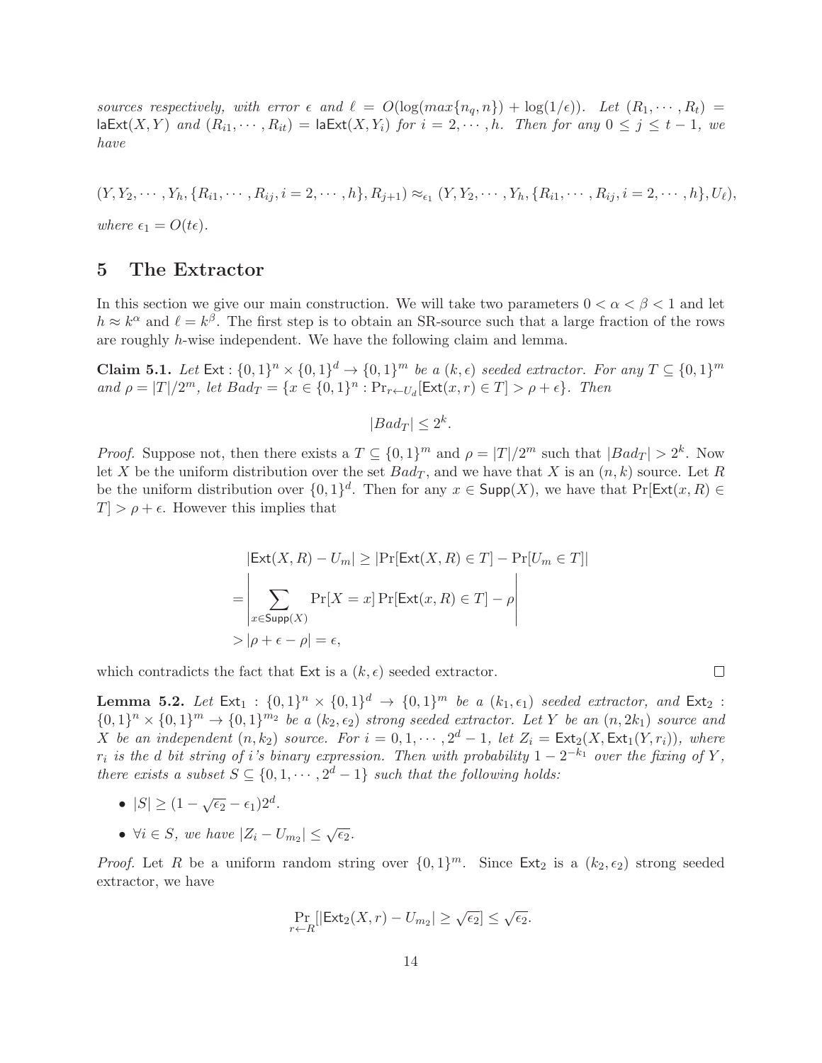*sources respectively, with error $\epsilon$ and $\ell = O(\log(max\{n_q, n\}) + \log(1/\epsilon))$. Let $(R_1, \cdots, R_t) = \mathsf{laExt}(X, Y)$ and $(R_{i1}, \cdots, R_{it}) = \mathsf{laExt}(X, Y_i)$ for $i = 2, \cdots, h$. Then for any $0 \leq j \leq t-1$, we have*

$$(Y, Y_2, \cdots, Y_h, \{R_{i1}, \cdots, R_{ij}, i = 2, \cdots, h\}, R_{j+1}) \approx_{\epsilon_1} (Y, Y_2, \cdots, Y_h, \{R_{i1}, \cdots, R_{ij}, i = 2, \cdots, h\}, U_\ell),$$

*where $\epsilon_1 = O(t\epsilon)$.*

## 5 The Extractor

In this section we give our main construction. We will take two parameters $0 < \alpha < \beta < 1$ and let $h \approx k^\alpha$ and $\ell = k^\beta$. The first step is to obtain an SR-source such that a large fraction of the rows are roughly $h$-wise independent. We have the following claim and lemma.

**Claim 5.1.** *Let $\mathsf{Ext} : \{0,1\}^n \times \{0,1\}^d \to \{0,1\}^m$ be a $(k, \epsilon)$ seeded extractor. For any $T \subseteq \{0,1\}^m$ and $\rho = |T|/2^m$, let $Bad_T = \{x \in \{0,1\}^n : \Pr_{r \leftarrow U_d}[\mathsf{Ext}(x, r) \in T] > \rho + \epsilon\}$. Then*

$$|Bad_T| \leq 2^k.$$

*Proof.* Suppose not, then there exists a $T \subseteq \{0,1\}^m$ and $\rho = |T|/2^m$ such that $|Bad_T| > 2^k$. Now let $X$ be the uniform distribution over the set $Bad_T$, and we have that $X$ is an $(n, k)$ source. Let $R$ be the uniform distribution over $\{0,1\}^d$. Then for any $x \in \mathsf{Supp}(X)$, we have that $\Pr[\mathsf{Ext}(x, R) \in T] > \rho + \epsilon$. However this implies that

$$\begin{aligned}
&|\mathsf{Ext}(X, R) - U_m| \geq |\Pr[\mathsf{Ext}(X, R) \in T] - \Pr[U_m \in T]| \\
=&\left| \sum_{x \in \mathsf{Supp}(X)} \Pr[X = x] \Pr[\mathsf{Ext}(x, R) \in T] - \rho \right| \\
>&|\rho + \epsilon - \rho| = \epsilon,
\end{aligned}$$

which contradicts the fact that $\mathsf{Ext}$ is a $(k, \epsilon)$ seeded extractor. $\square$

**Lemma 5.2.** *Let $\mathsf{Ext}_1 : \{0,1\}^n \times \{0,1\}^d \to \{0,1\}^m$ be a $(k_1, \epsilon_1)$ seeded extractor, and $\mathsf{Ext}_2 : \{0,1\}^n \times \{0,1\}^m \to \{0,1\}^{m_2}$ be a $(k_2, \epsilon_2)$ strong seeded extractor. Let $Y$ be an $(n, 2k_1)$ source and $X$ be an independent $(n, k_2)$ source. For $i = 0, 1, \cdots, 2^d - 1$, let $Z_i = \mathsf{Ext}_2(X, \mathsf{Ext}_1(Y, r_i))$, where $r_i$ is the $d$ bit string of $i$'s binary expression. Then with probability $1 - 2^{-k_1}$ over the fixing of $Y$, there exists a subset $S \subseteq \{0, 1, \cdots, 2^d - 1\}$ such that the following holds:*

- *$|S| \geq (1 - \sqrt{\epsilon_2} - \epsilon_1)2^d$.*
- *$\forall i \in S$, we have $|Z_i - U_{m_2}| \leq \sqrt{\epsilon_2}$.*

*Proof.* Let $R$ be a uniform random string over $\{0,1\}^m$. Since $\mathsf{Ext}_2$ is a $(k_2, \epsilon_2)$ strong seeded extractor, we have

$$\Pr_{r \leftarrow R}[|\mathsf{Ext}_2(X, r) - U_{m_2}| \geq \sqrt{\epsilon_2}] \leq \sqrt{\epsilon_2}.$$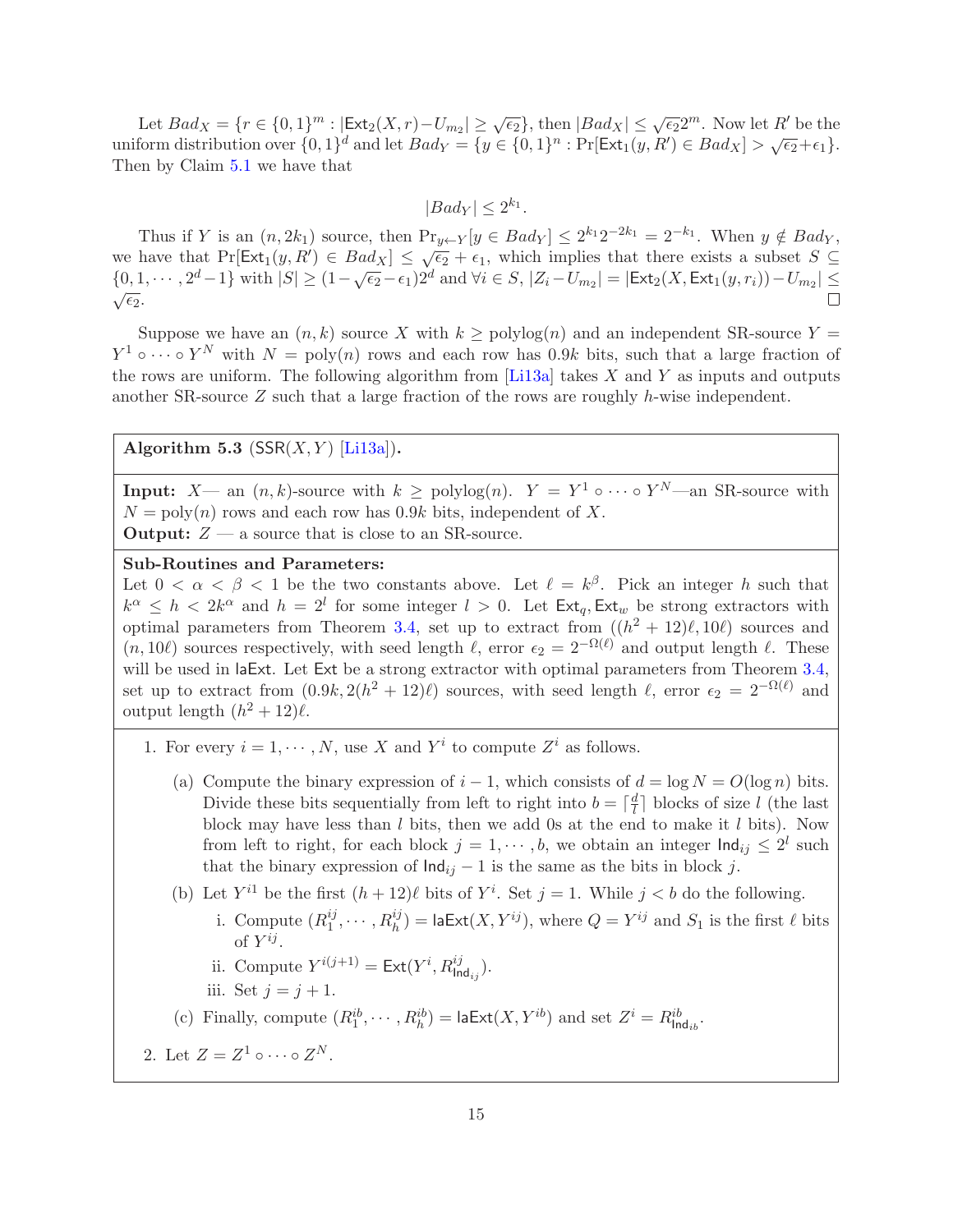Let $Bad_X = \{r \in \{0,1\}^m : |\mathsf{Ext}_2(X, r) - U_{m_2}| \geq \sqrt{\epsilon_2}\}$, then $|Bad_X| \leq \sqrt{\epsilon_2} 2^m$. Now let $R'$ be the uniform distribution over $\{0,1\}^d$ and let $Bad_Y = \{y \in \{0,1\}^n : \Pr[\mathsf{Ext}_1(y, R') \in Bad_X] > \sqrt{\epsilon_2} + \epsilon_1\}$. Then by Claim 5.1 we have that

$$|Bad_Y| \leq 2^{k_1}.$$

Thus if $Y$ is an $(n, 2k_1)$ source, then $\Pr_{y \leftarrow Y}[y \in Bad_Y] \leq 2^{k_1} 2^{-2k_1} = 2^{-k_1}$. When $y \notin Bad_Y$, we have that $\Pr[\mathsf{Ext}_1(y, R') \in Bad_X] \leq \sqrt{\epsilon_2} + \epsilon_1$, which implies that there exists a subset $S \subseteq \{0, 1, \cdots, 2^d - 1\}$ with $|S| \geq (1 - \sqrt{\epsilon_2} - \epsilon_1) 2^d$ and $\forall i \in S$, $|Z_i - U_{m_2}| = |\mathsf{Ext}_2(X, \mathsf{Ext}_1(y, r_i)) - U_{m_2}| \leq \sqrt{\epsilon_2}$. □

Suppose we have an $(n, k)$ source $X$ with $k \geq \mathrm{polylog}(n)$ and an independent SR-source $Y = Y^1 \circ \cdots \circ Y^N$ with $N = \mathrm{poly}(n)$ rows and each row has $0.9k$ bits, such that a large fraction of the rows are uniform. The following algorithm from [Li13a] takes $X$ and $Y$ as inputs and outputs another SR-source $Z$ such that a large fraction of the rows are roughly $h$-wise independent.

---

**Algorithm 5.3** ($\mathsf{SSR}(X, Y)$ [Li13a])**.**

---

**Input:** $X$— an $(n, k)$-source with $k \geq \mathrm{polylog}(n)$. $Y = Y^1 \circ \cdots \circ Y^N$—an SR-source with $N = \mathrm{poly}(n)$ rows and each row has $0.9k$ bits, independent of $X$.
**Output:** $Z$ — a source that is close to an SR-source.

---

**Sub-Routines and Parameters:**
Let $0 < \alpha < \beta < 1$ be the two constants above. Let $\ell = k^\beta$. Pick an integer $h$ such that $k^\alpha \leq h < 2k^\alpha$ and $h = 2^l$ for some integer $l > 0$. Let $\mathsf{Ext}_q, \mathsf{Ext}_w$ be strong extractors with optimal parameters from Theorem 3.4, set up to extract from $((h^2 + 12)\ell, 10\ell)$ sources and $(n, 10\ell)$ sources respectively, with seed length $\ell$, error $\epsilon_2 = 2^{-\Omega(\ell)}$ and output length $\ell$. These will be used in $\mathsf{laExt}$. Let $\mathsf{Ext}$ be a strong extractor with optimal parameters from Theorem 3.4, set up to extract from $(0.9k, 2(h^2 + 12)\ell)$ sources, with seed length $\ell$, error $\epsilon_2 = 2^{-\Omega(\ell)}$ and output length $(h^2 + 12)\ell$.

---

1. For every $i = 1, \cdots, N$, use $X$ and $Y^i$ to compute $Z^i$ as follows.
   (a) Compute the binary expression of $i - 1$, which consists of $d = \log N = O(\log n)$ bits. Divide these bits sequentially from left to right into $b = \lceil \frac{d}{l} \rceil$ blocks of size $l$ (the last block may have less than $l$ bits, then we add 0s at the end to make it $l$ bits). Now from left to right, for each block $j = 1, \cdots, b$, we obtain an integer $\mathsf{Ind}_{ij} \leq 2^l$ such that the binary expression of $\mathsf{Ind}_{ij} - 1$ is the same as the bits in block $j$.
   (b) Let $Y^{i1}$ be the first $(h + 12)\ell$ bits of $Y^i$. Set $j = 1$. While $j < b$ do the following.
      i. Compute $(R_1^{ij}, \cdots, R_h^{ij}) = \mathsf{laExt}(X, Y^{ij})$, where $Q = Y^{ij}$ and $S_1$ is the first $\ell$ bits of $Y^{ij}$.
      ii. Compute $Y^{i(j+1)} = \mathsf{Ext}(Y^i, R_{\mathsf{Ind}_{ij}}^{ij})$.
      iii. Set $j = j + 1$.
   (c) Finally, compute $(R_1^{ib}, \cdots, R_h^{ib}) = \mathsf{laExt}(X, Y^{ib})$ and set $Z^i = R_{\mathsf{Ind}_{ib}}^{ib}$.
2. Let $Z = Z^1 \circ \cdots \circ Z^N$.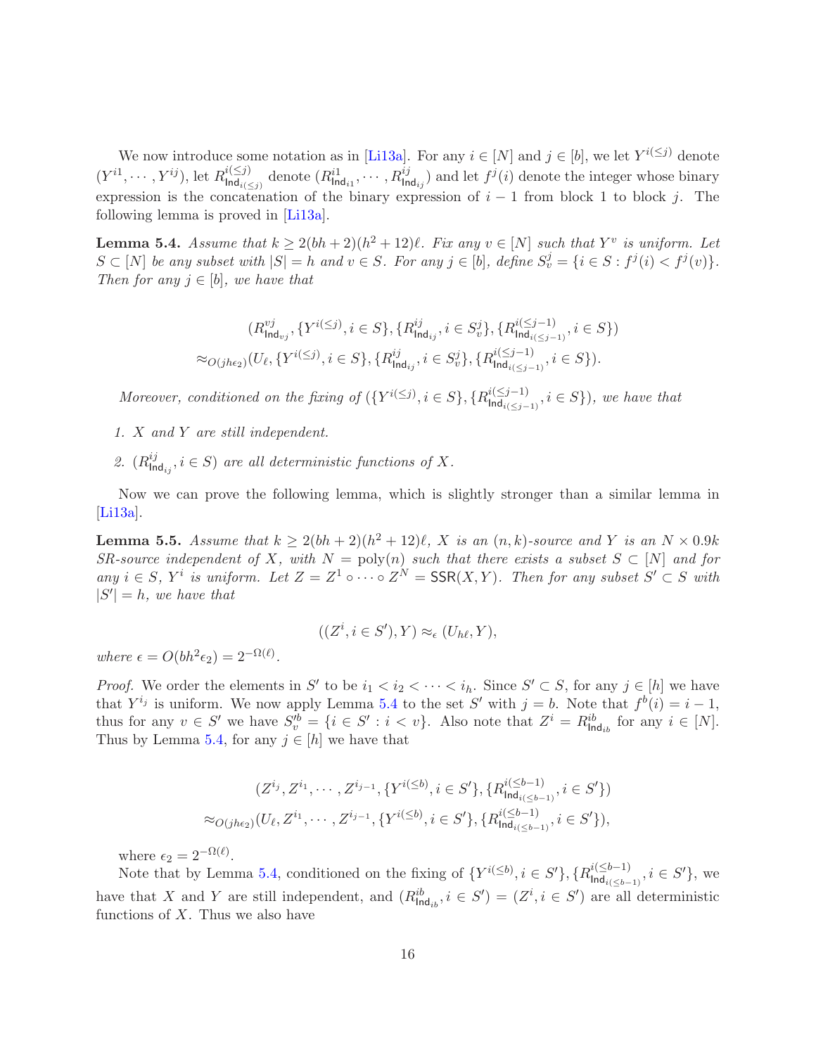We now introduce some notation as in [Li13a]. For any $i \in [N]$ and $j \in [b]$, we let $Y^{i(\leq j)}$ denote $(Y^{i1}, \cdots, Y^{ij})$, let $R^{i(\leq j)}_{\mathsf{Ind}_{i(\leq j)}}$ denote $(R^{i1}_{\mathsf{Ind}_{i1}}, \cdots, R^{ij}_{\mathsf{Ind}_{ij}})$ and let $f^j(i)$ denote the integer whose binary expression is the concatenation of the binary expression of $i-1$ from block 1 to block $j$. The following lemma is proved in [Li13a].

**Lemma 5.4.** *Assume that $k \geq 2(bh+2)(h^2+12)\ell$. Fix any $v \in [N]$ such that $Y^v$ is uniform. Let $S \subset [N]$ be any subset with $|S| = h$ and $v \in S$. For any $j \in [b]$, define $S^j_v = \{i \in S : f^j(i) < f^j(v)\}$. Then for any $j \in [b]$, we have that*

$$
\begin{aligned}
&(R^{vj}_{\mathsf{Ind}_{vj}}, \{Y^{i(\leq j)}, i \in S\}, \{R^{ij}_{\mathsf{Ind}_{ij}}, i \in S^j_v\}, \{R^{i(\leq j-1)}_{\mathsf{Ind}_{i(\leq j-1)}}, i \in S\}) \\
\approx_{O(jh\epsilon_2)} &(U_\ell, \{Y^{i(\leq j)}, i \in S\}, \{R^{ij}_{\mathsf{Ind}_{ij}}, i \in S^j_v\}, \{R^{i(\leq j-1)}_{\mathsf{Ind}_{i(\leq j-1)}}, i \in S\}).
\end{aligned}
$$

*Moreover, conditioned on the fixing of $(\{Y^{i(\leq j)}, i \in S\}, \{R^{i(\leq j-1)}_{\mathsf{Ind}_{i(\leq j-1)}}, i \in S\})$, we have that*

1. *$X$ and $Y$ are still independent.*
2. *$(R^{ij}_{\mathsf{Ind}_{ij}}, i \in S)$ are all deterministic functions of $X$.*

Now we can prove the following lemma, which is slightly stronger than a similar lemma in [Li13a].

**Lemma 5.5.** *Assume that $k \geq 2(bh+2)(h^2+12)\ell$, $X$ is an $(n,k)$-source and $Y$ is an $N \times 0.9k$ SR-source independent of $X$, with $N = \mathrm{poly}(n)$ such that there exists a subset $S \subset [N]$ and for any $i \in S$, $Y^i$ is uniform. Let $Z = Z^1 \circ \cdots \circ Z^N = \mathsf{SSR}(X,Y)$. Then for any subset $S' \subset S$ with $|S'| = h$, we have that*

$$((Z^i, i \in S'), Y) \approx_\epsilon (U_{h\ell}, Y),$$

*where $\epsilon = O(bh^2\epsilon_2) = 2^{-\Omega(\ell)}$.*

*Proof.* We order the elements in $S'$ to be $i_1 < i_2 < \cdots < i_h$. Since $S' \subset S$, for any $j \in [h]$ we have that $Y^{i_j}$ is uniform. We now apply Lemma 5.4 to the set $S'$ with $j = b$. Note that $f^b(i) = i-1$, thus for any $v \in S'$ we have $S'^b_v = \{i \in S' : i < v\}$. Also note that $Z^i = R^{ib}_{\mathsf{Ind}_{ib}}$ for any $i \in [N]$. Thus by Lemma 5.4, for any $j \in [h]$ we have that

$$
\begin{aligned}
&(Z^{i_j}, Z^{i_1}, \cdots, Z^{i_{j-1}}, \{Y^{i(\leq b)}, i \in S'\}, \{R^{i(\leq b-1)}_{\mathsf{Ind}_{i(\leq b-1)}}, i \in S'\}) \\
\approx_{O(jh\epsilon_2)} &(U_\ell, Z^{i_1}, \cdots, Z^{i_{j-1}}, \{Y^{i(\leq b)}, i \in S'\}, \{R^{i(\leq b-1)}_{\mathsf{Ind}_{i(\leq b-1)}}, i \in S'\}),
\end{aligned}
$$

where $\epsilon_2 = 2^{-\Omega(\ell)}$.

Note that by Lemma 5.4, conditioned on the fixing of $\{Y^{i(\leq b)}, i \in S'\}, \{R^{i(\leq b-1)}_{\mathsf{Ind}_{i(\leq b-1)}}, i \in S'\}$, we have that $X$ and $Y$ are still independent, and $(R^{ib}_{\mathsf{Ind}_{ib}}, i \in S') = (Z^i, i \in S')$ are all deterministic functions of $X$. Thus we also have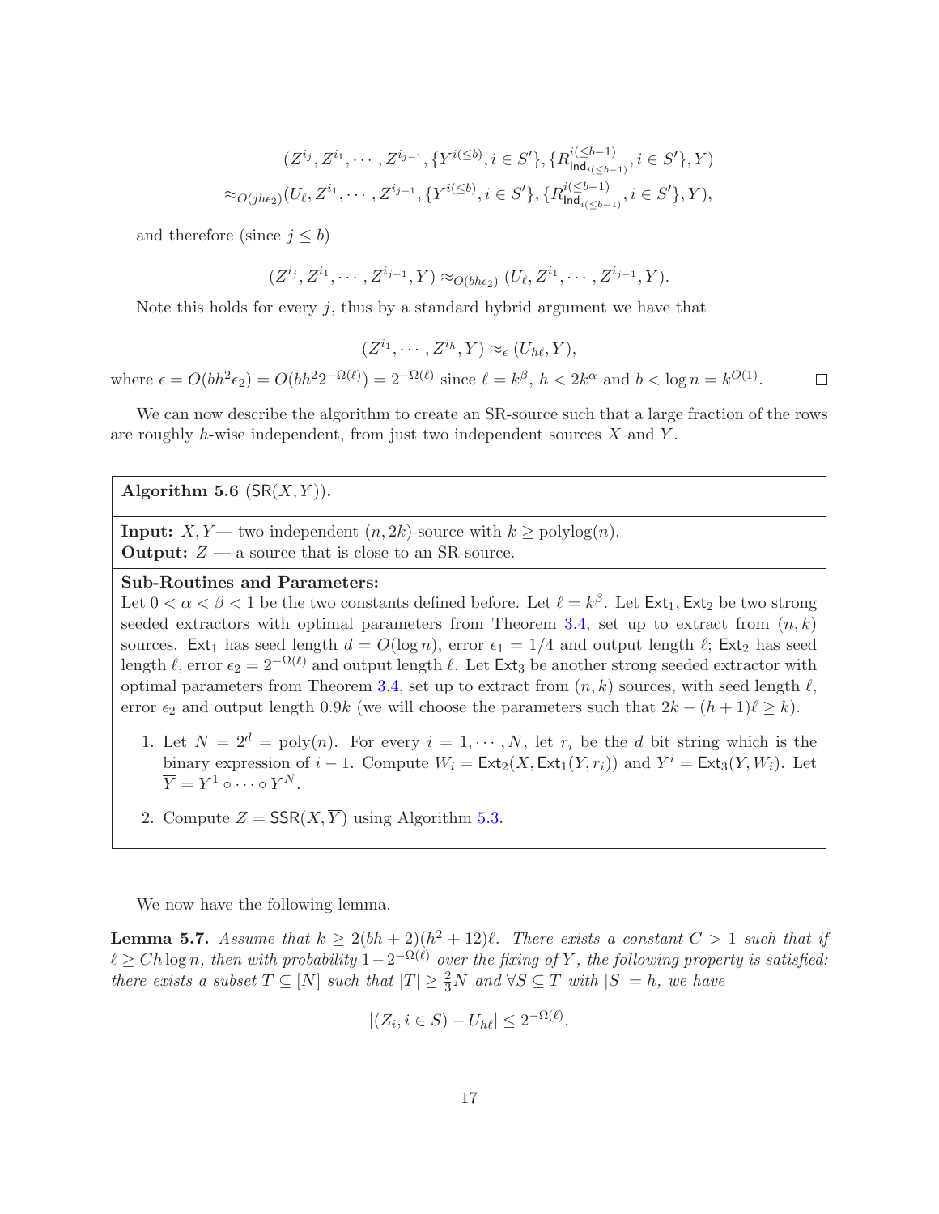$$(Z^{i_j}, Z^{i_1}, \cdots, Z^{i_{j-1}}, \{Y^{i(\leq b)}, i \in S'\}, \{R^{i(\leq b-1)}_{\mathsf{Ind}_{i(\leq b-1)}}, i \in S'\}, Y)$$
$$\approx_{O(jh\epsilon_2)} (U_\ell, Z^{i_1}, \cdots, Z^{i_{j-1}}, \{Y^{i(\leq b)}, i \in S'\}, \{R^{i(\leq b-1)}_{\mathsf{Ind}_{i(\leq b-1)}}, i \in S'\}, Y),$$

and therefore (since $j \leq b$)

$$(Z^{i_j}, Z^{i_1}, \cdots, Z^{i_{j-1}}, Y) \approx_{O(bh\epsilon_2)} (U_\ell, Z^{i_1}, \cdots, Z^{i_{j-1}}, Y).$$

Note this holds for every $j$, thus by a standard hybrid argument we have that

$$(Z^{i_1}, \cdots, Z^{i_h}, Y) \approx_\epsilon (U_{h\ell}, Y),$$

where $\epsilon = O(bh^2\epsilon_2) = O(bh^2 2^{-\Omega(\ell)}) = 2^{-\Omega(\ell)}$ since $\ell = k^\beta$, $h < 2k^\alpha$ and $b < \log n = k^{O(1)}$. □

We can now describe the algorithm to create an SR-source such that a large fraction of the rows are roughly $h$-wise independent, from just two independent sources $X$ and $Y$.

---

**Algorithm 5.6** ($\mathsf{SR}(X, Y)$)**.**

**Input:** $X, Y$— two independent $(n, 2k)$-source with $k \geq \mathrm{polylog}(n)$.
**Output:** $Z$ — a source that is close to an SR-source.

**Sub-Routines and Parameters:**
Let $0 < \alpha < \beta < 1$ be the two constants defined before. Let $\ell = k^\beta$. Let $\mathsf{Ext}_1, \mathsf{Ext}_2$ be two strong seeded extractors with optimal parameters from Theorem 3.4, set up to extract from $(n, k)$ sources. $\mathsf{Ext}_1$ has seed length $d = O(\log n)$, error $\epsilon_1 = 1/4$ and output length $\ell$; $\mathsf{Ext}_2$ has seed length $\ell$, error $\epsilon_2 = 2^{-\Omega(\ell)}$ and output length $\ell$. Let $\mathsf{Ext}_3$ be another strong seeded extractor with optimal parameters from Theorem 3.4, set up to extract from $(n, k)$ sources, with seed length $\ell$, error $\epsilon_2$ and output length $0.9k$ (we will choose the parameters such that $2k - (h+1)\ell \geq k$).

1. Let $N = 2^d = \mathrm{poly}(n)$. For every $i = 1, \cdots, N$, let $r_i$ be the $d$ bit string which is the binary expression of $i - 1$. Compute $W_i = \mathsf{Ext}_2(X, \mathsf{Ext}_1(Y, r_i))$ and $Y^i = \mathsf{Ext}_3(Y, W_i)$. Let $\overline{Y} = Y^1 \circ \cdots \circ Y^N$.
2. Compute $Z = \mathsf{SSR}(X, \overline{Y})$ using Algorithm 5.3.

---

We now have the following lemma.

**Lemma 5.7.** *Assume that $k \geq 2(bh + 2)(h^2 + 12)\ell$. There exists a constant $C > 1$ such that if $\ell \geq Ch \log n$, then with probability $1 - 2^{-\Omega(\ell)}$ over the fixing of $Y$, the following property is satisfied: there exists a subset $T \subseteq [N]$ such that $|T| \geq \frac{2}{3}N$ and $\forall S \subseteq T$ with $|S| = h$, we have*

$$|(Z_i, i \in S) - U_{h\ell}| \leq 2^{-\Omega(\ell)}.$$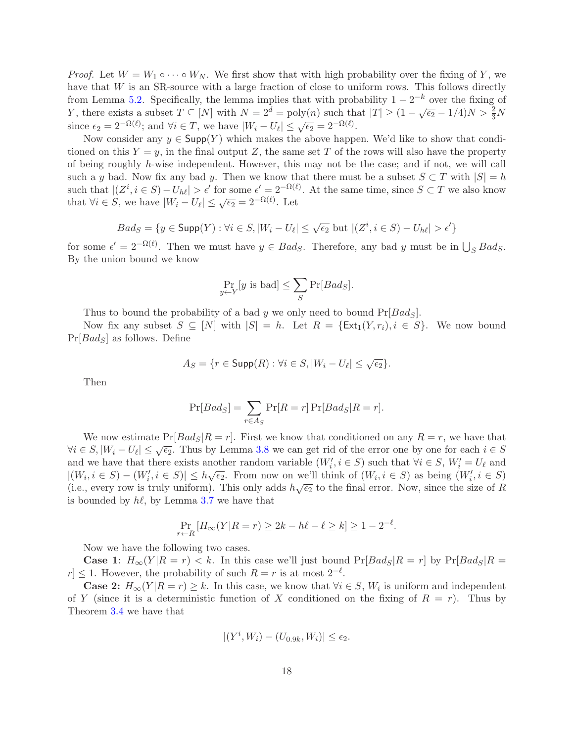*Proof.* Let $W = W_1 \circ \cdots \circ W_N$. We first show that with high probability over the fixing of $Y$, we have that $W$ is an SR-source with a large fraction of close to uniform rows. This follows directly from Lemma 5.2. Specifically, the lemma implies that with probability $1 - 2^{-k}$ over the fixing of $Y$, there exists a subset $T \subseteq [N]$ with $N = 2^d = \mathrm{poly}(n)$ such that $|T| \geq (1 - \sqrt{\epsilon_2} - 1/4)N > \frac{2}{3}N$ since $\epsilon_2 = 2^{-\Omega(\ell)}$; and $\forall i \in T$, we have $|W_i - U_\ell| \leq \sqrt{\epsilon_2} = 2^{-\Omega(\ell)}$.

Now consider any $y \in \mathsf{Supp}(Y)$ which makes the above happen. We'd like to show that conditioned on this $Y = y$, in the final output $Z$, the same set $T$ of the rows will also have the property of being roughly $h$-wise independent. However, this may not be the case; and if not, we will call such a $y$ bad. Now fix any bad $y$. Then we know that there must be a subset $S \subset T$ with $|S| = h$ such that $|(Z^i, i \in S) - U_{h\ell}| > \epsilon'$ for some $\epsilon' = 2^{-\Omega(\ell)}$. At the same time, since $S \subset T$ we also know that $\forall i \in S$, we have $|W_i - U_\ell| \leq \sqrt{\epsilon_2} = 2^{-\Omega(\ell)}$. Let

$$Bad_S = \{y \in \mathsf{Supp}(Y) : \forall i \in S, |W_i - U_\ell| \leq \sqrt{\epsilon_2} \text{ but } |(Z^i, i \in S) - U_{h\ell}| > \epsilon'\}$$

for some $\epsilon' = 2^{-\Omega(\ell)}$. Then we must have $y \in Bad_S$. Therefore, any bad $y$ must be in $\bigcup_S Bad_S$. By the union bound we know

$$\Pr_{y \leftarrow Y}[y \text{ is bad}] \leq \sum_S \Pr[Bad_S].$$

Thus to bound the probability of a bad $y$ we only need to bound $\Pr[Bad_S]$.

Now fix any subset $S \subseteq [N]$ with $|S| = h$. Let $R = \{\mathsf{Ext}_1(Y, r_i), i \in S\}$. We now bound $\Pr[Bad_S]$ as follows. Define

$$A_S = \{r \in \mathsf{Supp}(R) : \forall i \in S, |W_i - U_\ell| \leq \sqrt{\epsilon_2}\}.$$

Then

$$\Pr[Bad_S] = \sum_{r \in A_S} \Pr[R = r] \Pr[Bad_S | R = r].$$

We now estimate $\Pr[Bad_S | R = r]$. First we know that conditioned on any $R = r$, we have that $\forall i \in S, |W_i - U_\ell| \leq \sqrt{\epsilon_2}$. Thus by Lemma 3.8 we can get rid of the error one by one for each $i \in S$ and we have that there exists another random variable $(W_i', i \in S)$ such that $\forall i \in S$, $W_i' = U_\ell$ and $|(W_i, i \in S) - (W_i', i \in S)| \leq h\sqrt{\epsilon_2}$. From now on we'll think of $(W_i, i \in S)$ as being $(W_i', i \in S)$ (i.e., every row is truly uniform). This only adds $h\sqrt{\epsilon_2}$ to the final error. Now, since the size of $R$ is bounded by $h\ell$, by Lemma 3.7 we have that

$$\Pr_{r \leftarrow R}[H_\infty(Y | R = r) \geq 2k - h\ell - \ell \geq k] \geq 1 - 2^{-\ell}.$$

Now we have the following two cases.

**Case 1**: $H_\infty(Y | R = r) < k$. In this case we'll just bound $\Pr[Bad_S | R = r]$ by $\Pr[Bad_S | R = r] \leq 1$. However, the probability of such $R = r$ is at most $2^{-\ell}$.

**Case 2:** $H_\infty(Y | R = r) \geq k$. In this case, we know that $\forall i \in S$, $W_i$ is uniform and independent of $Y$ (since it is a deterministic function of $X$ conditioned on the fixing of $R = r$). Thus by Theorem 3.4 we have that

$$|(Y^i, W_i) - (U_{0.9k}, W_i)| \leq \epsilon_2.$$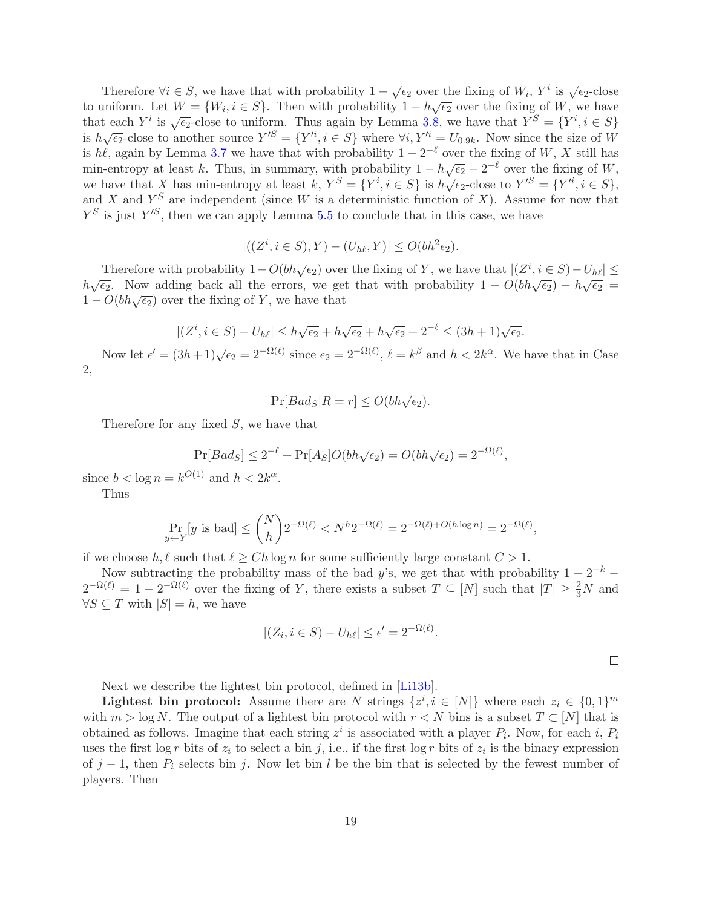Therefore $\forall i \in S$, we have that with probability $1 - \sqrt{\epsilon_2}$ over the fixing of $W_i$, $Y^i$ is $\sqrt{\epsilon_2}$-close to uniform. Let $W = \{W_i, i \in S\}$. Then with probability $1 - h\sqrt{\epsilon_2}$ over the fixing of $W$, we have that each $Y^i$ is $\sqrt{\epsilon_2}$-close to uniform. Thus again by Lemma 3.8, we have that $Y^S = \{Y^i, i \in S\}$ is $h\sqrt{\epsilon_2}$-close to another source $Y'^S = \{Y'^i, i \in S\}$ where $\forall i, Y'^i = U_{0.9k}$. Now since the size of $W$ is $h\ell$, again by Lemma 3.7 we have that with probability $1 - 2^{-\ell}$ over the fixing of $W$, $X$ still has min-entropy at least $k$. Thus, in summary, with probability $1 - h\sqrt{\epsilon_2} - 2^{-\ell}$ over the fixing of $W$, we have that $X$ has min-entropy at least $k$, $Y^S = \{Y^i, i \in S\}$ is $h\sqrt{\epsilon_2}$-close to $Y'^S = \{Y'^i, i \in S\}$, and $X$ and $Y^S$ are independent (since $W$ is a deterministic function of $X$). Assume for now that $Y^S$ is just $Y'^S$, then we can apply Lemma 5.5 to conclude that in this case, we have

$$|((Z^i, i \in S), Y) - (U_{h\ell}, Y)| \leq O(bh^2\epsilon_2).$$

Therefore with probability $1 - O(bh\sqrt{\epsilon_2})$ over the fixing of $Y$, we have that $|(Z^i, i \in S) - U_{h\ell}| \leq h\sqrt{\epsilon_2}$. Now adding back all the errors, we get that with probability $1 - O(bh\sqrt{\epsilon_2}) - h\sqrt{\epsilon_2} = 1 - O(bh\sqrt{\epsilon_2})$ over the fixing of $Y$, we have that

$$|(Z^i, i \in S) - U_{h\ell}| \leq h\sqrt{\epsilon_2} + h\sqrt{\epsilon_2} + h\sqrt{\epsilon_2} + 2^{-\ell} \leq (3h+1)\sqrt{\epsilon_2}.$$

Now let $\epsilon' = (3h+1)\sqrt{\epsilon_2} = 2^{-\Omega(\ell)}$ since $\epsilon_2 = 2^{-\Omega(\ell)}$, $\ell = k^\beta$ and $h < 2k^\alpha$. We have that in Case 2,

$$\Pr[Bad_S | R = r] \leq O(bh\sqrt{\epsilon_2}).$$

Therefore for any fixed $S$, we have that

$$\Pr[Bad_S] \leq 2^{-\ell} + \Pr[A_S] O(bh\sqrt{\epsilon_2}) = O(bh\sqrt{\epsilon_2}) = 2^{-\Omega(\ell)},$$

since $b < \log n = k^{O(1)}$ and $h < 2k^\alpha$.

Thus

$$\Pr_{y \leftarrow Y}[y \text{ is bad}] \leq \binom{N}{h} 2^{-\Omega(\ell)} < N^h 2^{-\Omega(\ell)} = 2^{-\Omega(\ell) + O(h \log n)} = 2^{-\Omega(\ell)},$$

if we choose $h, \ell$ such that $\ell \geq Ch \log n$ for some sufficiently large constant $C > 1$.

Now subtracting the probability mass of the bad $y$'s, we get that with probability $1 - 2^{-k} - 2^{-\Omega(\ell)} = 1 - 2^{-\Omega(\ell)}$ over the fixing of $Y$, there exists a subset $T \subseteq [N]$ such that $|T| \geq \frac{2}{3}N$ and $\forall S \subseteq T$ with $|S| = h$, we have

$$|(Z_i, i \in S) - U_{h\ell}| \leq \epsilon' = 2^{-\Omega(\ell)}.$$

$\square$

Next we describe the lightest bin protocol, defined in [Li13b].

**Lightest bin protocol:** Assume there are $N$ strings $\{z^i, i \in [N]\}$ where each $z_i \in \{0,1\}^m$ with $m > \log N$. The output of a lightest bin protocol with $r < N$ bins is a subset $T \subset [N]$ that is obtained as follows. Imagine that each string $z^i$ is associated with a player $P_i$. Now, for each $i$, $P_i$ uses the first $\log r$ bits of $z_i$ to select a bin $j$, i.e., if the first $\log r$ bits of $z_i$ is the binary expression of $j - 1$, then $P_i$ selects bin $j$. Now let bin $l$ be the bin that is selected by the fewest number of players. Then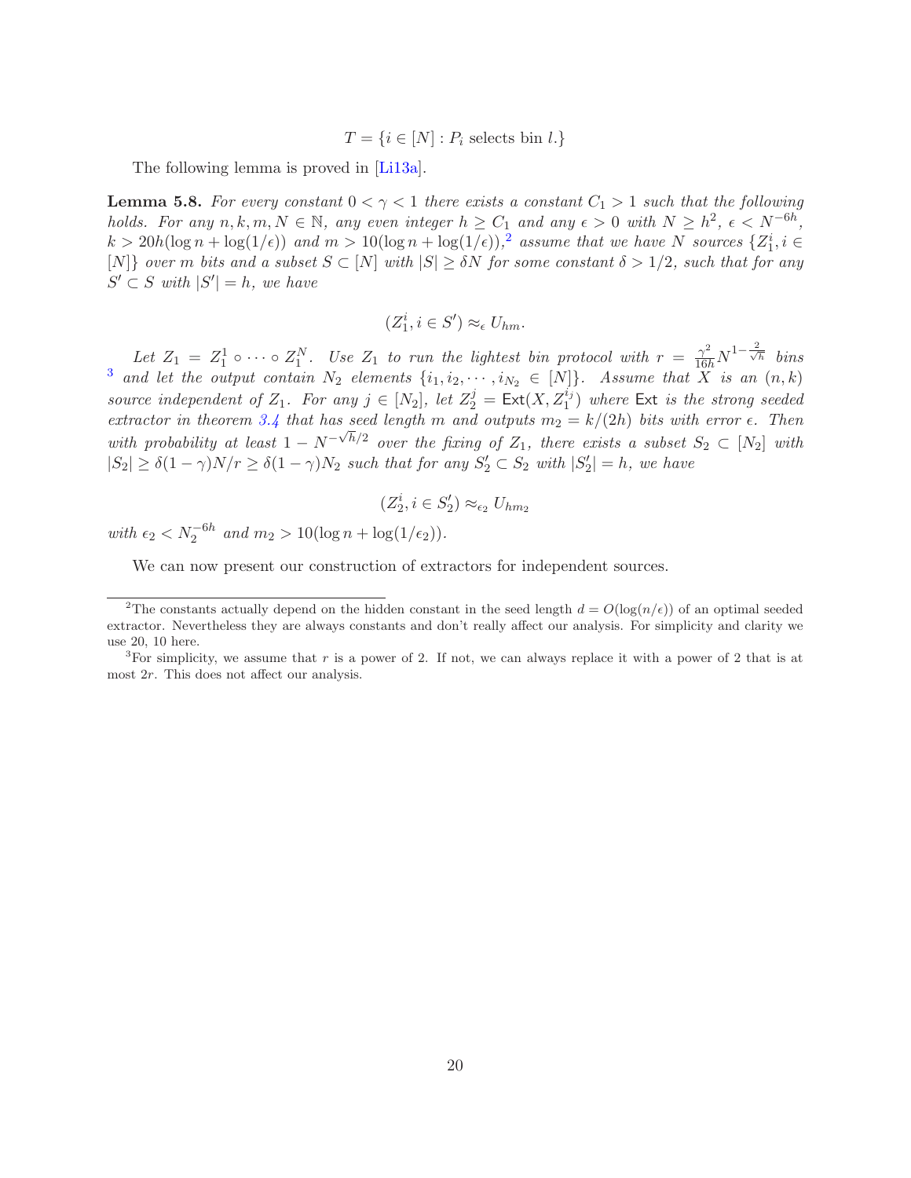$$T = \{i \in [N] : P_i \text{ selects bin } l.\}$$

The following lemma is proved in [Li13a].

**Lemma 5.8.** *For every constant $0 < \gamma < 1$ there exists a constant $C_1 > 1$ such that the following holds. For any $n, k, m, N \in \mathbb{N}$, any even integer $h \geq C_1$ and any $\epsilon > 0$ with $N \geq h^2$, $\epsilon < N^{-6h}$, $k > 20h(\log n + \log(1/\epsilon))$ and $m > 10(\log n + \log(1/\epsilon))$,*[2] *assume that we have $N$ sources $\{Z_1^i, i \in [N]\}$ over $m$ bits and a subset $S \subset [N]$ with $|S| \geq \delta N$ for some constant $\delta > 1/2$, such that for any $S' \subset S$ with $|S'| = h$, we have*

$$(Z_1^i, i \in S') \approx_\epsilon U_{hm}.$$

*Let $Z_1 = Z_1^1 \circ \cdots \circ Z_1^N$. Use $Z_1$ to run the lightest bin protocol with $r = \frac{\gamma^2}{16h} N^{1-\frac{2}{\sqrt{h}}}$ bins*[3] *and let the output contain $N_2$ elements $\{i_1, i_2, \cdots, i_{N_2} \in [N]\}$. Assume that $X$ is an $(n, k)$ source independent of $Z_1$. For any $j \in [N_2]$, let $Z_2^j = \mathsf{Ext}(X, Z_1^{i_j})$ where $\mathsf{Ext}$ is the strong seeded extractor in theorem 3.4 that has seed length $m$ and outputs $m_2 = k/(2h)$ bits with error $\epsilon$. Then with probability at least $1 - N^{-\sqrt{h}/2}$ over the fixing of $Z_1$, there exists a subset $S_2 \subset [N_2]$ with $|S_2| \geq \delta(1-\gamma)N/r \geq \delta(1-\gamma)N_2$ such that for any $S_2' \subset S_2$ with $|S_2'| = h$, we have*

$$(Z_2^i, i \in S_2') \approx_{\epsilon_2} U_{hm_2}$$

*with $\epsilon_2 < N_2^{-6h}$ and $m_2 > 10(\log n + \log(1/\epsilon_2))$.*

We can now present our construction of extractors for independent sources.

---

[2] The constants actually depend on the hidden constant in the seed length $d = O(\log(n/\epsilon))$ of an optimal seeded extractor. Nevertheless they are always constants and don't really affect our analysis. For simplicity and clarity we use 20, 10 here.

[3] For simplicity, we assume that $r$ is a power of 2. If not, we can always replace it with a power of 2 that is at most $2r$. This does not affect our analysis.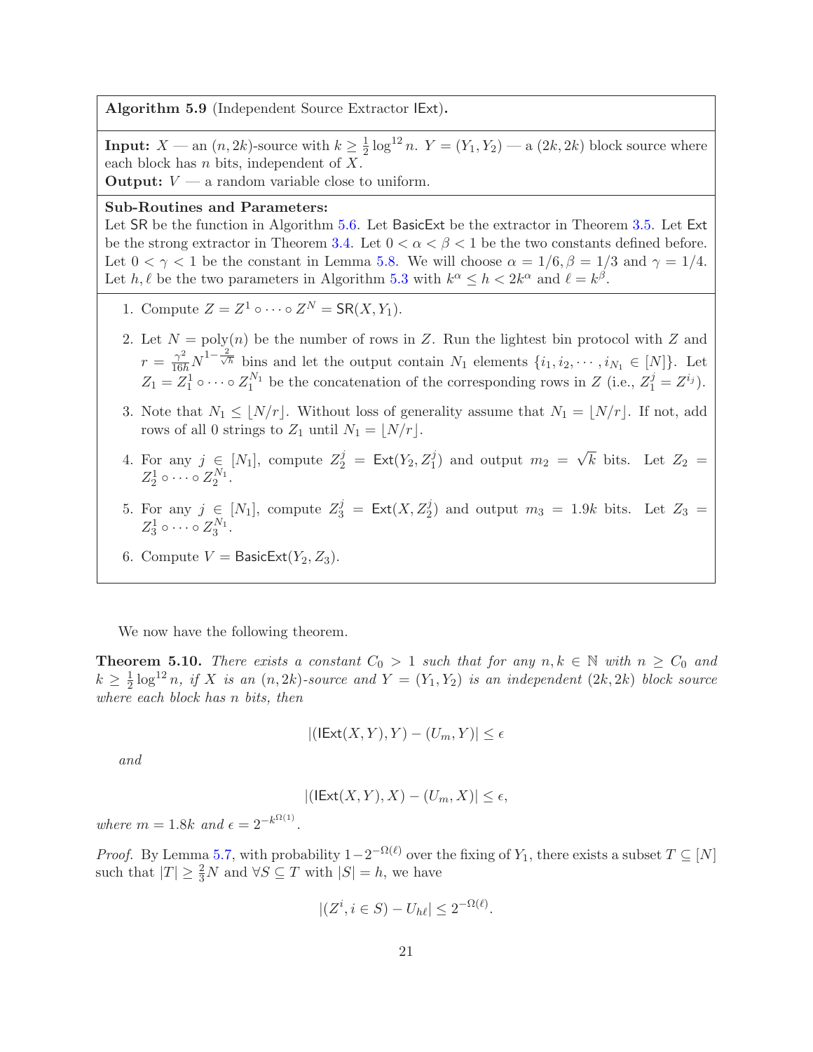**Algorithm 5.9** (Independent Source Extractor IExt).

**Input:** $X$ — an $(n, 2k)$-source with $k \geq \frac{1}{2}\log^{12} n$. $Y = (Y_1, Y_2)$ — a $(2k, 2k)$ block source where each block has $n$ bits, independent of $X$.
**Output:** $V$ — a random variable close to uniform.

**Sub-Routines and Parameters:**
Let SR be the function in Algorithm 5.6. Let BasicExt be the extractor in Theorem 3.5. Let Ext be the strong extractor in Theorem 3.4. Let $0 < \alpha < \beta < 1$ be the two constants defined before. Let $0 < \gamma < 1$ be the constant in Lemma 5.8. We will choose $\alpha = 1/6, \beta = 1/3$ and $\gamma = 1/4$. Let $h, \ell$ be the two parameters in Algorithm 5.3 with $k^\alpha \leq h < 2k^\alpha$ and $\ell = k^\beta$.

1. Compute $Z = Z^1 \circ \cdots \circ Z^N = \mathsf{SR}(X, Y_1)$.
2. Let $N = \mathrm{poly}(n)$ be the number of rows in $Z$. Run the lightest bin protocol with $Z$ and $r = \frac{\gamma^2}{16h} N^{1-\frac{2}{\sqrt{h}}}$ bins and let the output contain $N_1$ elements $\{i_1, i_2, \cdots, i_{N_1} \in [N]\}$. Let $Z_1 = Z_1^1 \circ \cdots \circ Z_1^{N_1}$ be the concatenation of the corresponding rows in $Z$ (i.e., $Z_1^j = Z^{i_j}$).
3. Note that $N_1 \leq \lfloor N/r \rfloor$. Without loss of generality assume that $N_1 = \lfloor N/r \rfloor$. If not, add rows of all 0 strings to $Z_1$ until $N_1 = \lfloor N/r \rfloor$.
4. For any $j \in [N_1]$, compute $Z_2^j = \mathsf{Ext}(Y_2, Z_1^j)$ and output $m_2 = \sqrt{k}$ bits. Let $Z_2 = Z_2^1 \circ \cdots \circ Z_2^{N_1}$.
5. For any $j \in [N_1]$, compute $Z_3^j = \mathsf{Ext}(X, Z_2^j)$ and output $m_3 = 1.9k$ bits. Let $Z_3 = Z_3^1 \circ \cdots \circ Z_3^{N_1}$.
6. Compute $V = \mathsf{BasicExt}(Y_2, Z_3)$.

We now have the following theorem.

**Theorem 5.10.** *There exists a constant $C_0 > 1$ such that for any $n, k \in \mathbb{N}$ with $n \geq C_0$ and $k \geq \frac{1}{2}\log^{12} n$, if $X$ is an $(n, 2k)$-source and $Y = (Y_1, Y_2)$ is an independent $(2k, 2k)$ block source where each block has $n$ bits, then*

$$|(\mathsf{IExt}(X, Y), Y) - (U_m, Y)| \leq \epsilon$$

*and*

$$|(\mathsf{IExt}(X, Y), X) - (U_m, X)| \leq \epsilon,$$

*where $m = 1.8k$ and $\epsilon = 2^{-k^{\Omega(1)}}$.*

*Proof.* By Lemma 5.7, with probability $1 - 2^{-\Omega(\ell)}$ over the fixing of $Y_1$, there exists a subset $T \subseteq [N]$ such that $|T| \geq \frac{2}{3}N$ and $\forall S \subseteq T$ with $|S| = h$, we have

$$|(Z^i, i \in S) - U_{h\ell}| \leq 2^{-\Omega(\ell)}.$$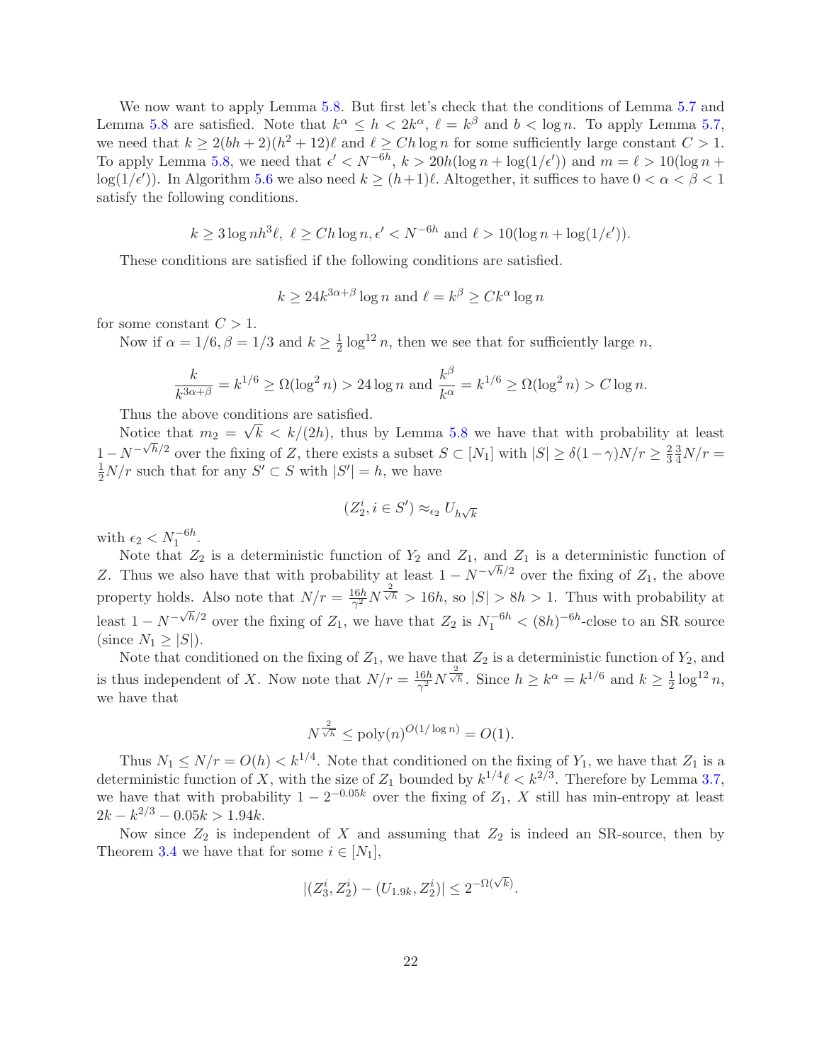We now want to apply Lemma 5.8. But first let's check that the conditions of Lemma 5.7 and Lemma 5.8 are satisfied. Note that $k^\alpha \le h < 2k^\alpha$, $\ell = k^\beta$ and $b < \log n$. To apply Lemma 5.7, we need that $k \ge 2(bh+2)(h^2+12)\ell$ and $\ell \ge Ch\log n$ for some sufficiently large constant $C > 1$. To apply Lemma 5.8, we need that $\epsilon' < N^{-6h}$, $k > 20h(\log n + \log(1/\epsilon'))$ and $m = \ell > 10(\log n + \log(1/\epsilon'))$. In Algorithm 5.6 we also need $k \ge (h+1)\ell$. Altogether, it suffices to have $0 < \alpha < \beta < 1$ satisfy the following conditions.

$$k \ge 3\log nh^3\ell,\ \ell \ge Ch\log n, \epsilon' < N^{-6h} \text{ and } \ell > 10(\log n + \log(1/\epsilon')).$$

These conditions are satisfied if the following conditions are satisfied.

$$k \ge 24k^{3\alpha+\beta}\log n \text{ and } \ell = k^\beta \ge Ck^\alpha \log n$$

for some constant $C > 1$.

Now if $\alpha = 1/6, \beta = 1/3$ and $k \ge \frac{1}{2}\log^{12} n$, then we see that for sufficiently large $n$,

$$\frac{k}{k^{3\alpha+\beta}} = k^{1/6} \ge \Omega(\log^2 n) > 24\log n \text{ and } \frac{k^\beta}{k^\alpha} = k^{1/6} \ge \Omega(\log^2 n) > C\log n.$$

Thus the above conditions are satisfied.

Notice that $m_2 = \sqrt{k} < k/(2h)$, thus by Lemma 5.8 we have that with probability at least $1 - N^{-\sqrt{h}/2}$ over the fixing of $Z$, there exists a subset $S \subset [N_1]$ with $|S| \ge \delta(1-\gamma)N/r \ge \frac{2}{3}\frac{3}{4}N/r = \frac{1}{2}N/r$ such that for any $S' \subset S$ with $|S'| = h$, we have

$$(Z_2^i, i \in S') \approx_{\epsilon_2} U_{h\sqrt{k}}$$

with $\epsilon_2 < N_1^{-6h}$.

Note that $Z_2$ is a deterministic function of $Y_2$ and $Z_1$, and $Z_1$ is a deterministic function of $Z$. Thus we also have that with probability at least $1 - N^{-\sqrt{h}/2}$ over the fixing of $Z_1$, the above property holds. Also note that $N/r = \frac{16h}{\gamma^2}N^{\frac{2}{\sqrt{h}}} > 16h$, so $|S| > 8h > 1$. Thus with probability at least $1 - N^{-\sqrt{h}/2}$ over the fixing of $Z_1$, we have that $Z_2$ is $N_1^{-6h} < (8h)^{-6h}$-close to an SR source (since $N_1 \ge |S|$).

Note that conditioned on the fixing of $Z_1$, we have that $Z_2$ is a deterministic function of $Y_2$, and is thus independent of $X$. Now note that $N/r = \frac{16h}{\gamma^2}N^{\frac{2}{\sqrt{h}}}$. Since $h \ge k^\alpha = k^{1/6}$ and $k \ge \frac{1}{2}\log^{12} n$, we have that

$$N^{\frac{2}{\sqrt{h}}} \le \text{poly}(n)^{O(1/\log n)} = O(1).$$

Thus $N_1 \le N/r = O(h) < k^{1/4}$. Note that conditioned on the fixing of $Y_1$, we have that $Z_1$ is a deterministic function of $X$, with the size of $Z_1$ bounded by $k^{1/4}\ell < k^{2/3}$. Therefore by Lemma 3.7, we have that with probability $1 - 2^{-0.05k}$ over the fixing of $Z_1$, $X$ still has min-entropy at least $2k - k^{2/3} - 0.05k > 1.94k$.

Now since $Z_2$ is independent of $X$ and assuming that $Z_2$ is indeed an SR-source, then by Theorem 3.4 we have that for some $i \in [N_1]$,

$$|(Z_3^i, Z_2^i) - (U_{1.9k}, Z_2^i)| \le 2^{-\Omega(\sqrt{k})}.$$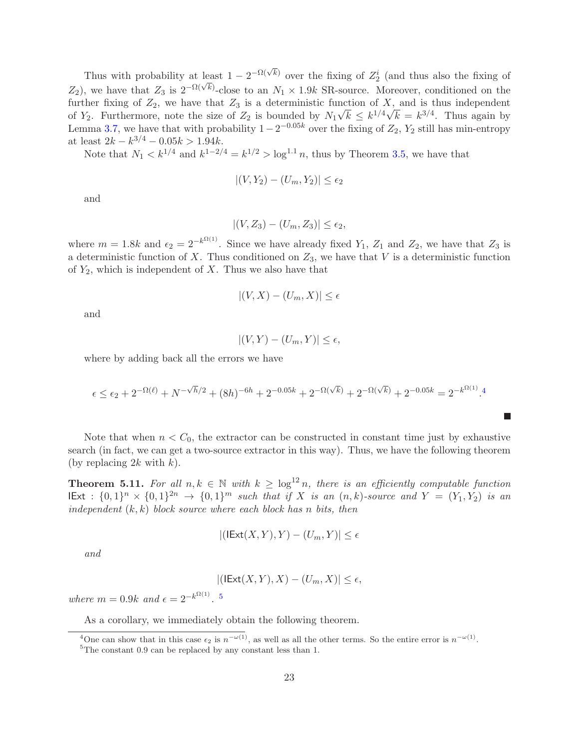Thus with probability at least $1 - 2^{-\Omega(\sqrt{k})}$ over the fixing of $Z_2^i$ (and thus also the fixing of $Z_2$), we have that $Z_3$ is $2^{-\Omega(\sqrt{k})}$-close to an $N_1 \times 1.9k$ SR-source. Moreover, conditioned on the further fixing of $Z_2$, we have that $Z_3$ is a deterministic function of $X$, and is thus independent of $Y_2$. Furthermore, note the size of $Z_2$ is bounded by $N_1\sqrt{k} \leq k^{1/4}\sqrt{k} = k^{3/4}$. Thus again by Lemma 3.7, we have that with probability $1 - 2^{-0.05k}$ over the fixing of $Z_2$, $Y_2$ still has min-entropy at least $2k - k^{3/4} - 0.05k > 1.94k$.

Note that $N_1 < k^{1/4}$ and $k^{1-2/4} = k^{1/2} > \log^{1.1} n$, thus by Theorem 3.5, we have that

$$|(V, Y_2) - (U_m, Y_2)| \leq \epsilon_2$$

and

$$|(V, Z_3) - (U_m, Z_3)| \leq \epsilon_2,$$

where $m = 1.8k$ and $\epsilon_2 = 2^{-k^{\Omega(1)}}$. Since we have already fixed $Y_1$, $Z_1$ and $Z_2$, we have that $Z_3$ is a deterministic function of $X$. Thus conditioned on $Z_3$, we have that $V$ is a deterministic function of $Y_2$, which is independent of $X$. Thus we also have that

$$|(V, X) - (U_m, X)| \leq \epsilon$$

and

$$|(V, Y) - (U_m, Y)| \leq \epsilon,$$

where by adding back all the errors we have

$$\epsilon \leq \epsilon_2 + 2^{-\Omega(\ell)} + N^{-\sqrt{h}/2} + (8h)^{-6h} + 2^{-0.05k} + 2^{-\Omega(\sqrt{k})} + 2^{-\Omega(\sqrt{k})} + 2^{-0.05k} = 2^{-k^{\Omega(1)}}.[4]$$

■

Note that when $n < C_0$, the extractor can be constructed in constant time just by exhaustive search (in fact, we can get a two-source extractor in this way). Thus, we have the following theorem (by replacing $2k$ with $k$).

**Theorem 5.11.** *For all $n, k \in \mathbb{N}$ with $k \geq \log^{12} n$, there is an efficiently computable function $\mathsf{IExt} : \{0,1\}^n \times \{0,1\}^{2n} \to \{0,1\}^m$ such that if $X$ is an $(n,k)$-source and $Y = (Y_1, Y_2)$ is an independent $(k,k)$ block source where each block has $n$ bits, then*

$$|(\mathsf{IExt}(X,Y), Y) - (U_m, Y)| \leq \epsilon$$

*and*

$$|(\mathsf{IExt}(X,Y), X) - (U_m, X)| \leq \epsilon,$$

*where $m = 0.9k$ and $\epsilon = 2^{-k^{\Omega(1)}}$.* [5]

As a corollary, we immediately obtain the following theorem.

[4] One can show that in this case $\epsilon_2$ is $n^{-\omega(1)}$, as well as all the other terms. So the entire error is $n^{-\omega(1)}$.

[5] The constant 0.9 can be replaced by any constant less than 1.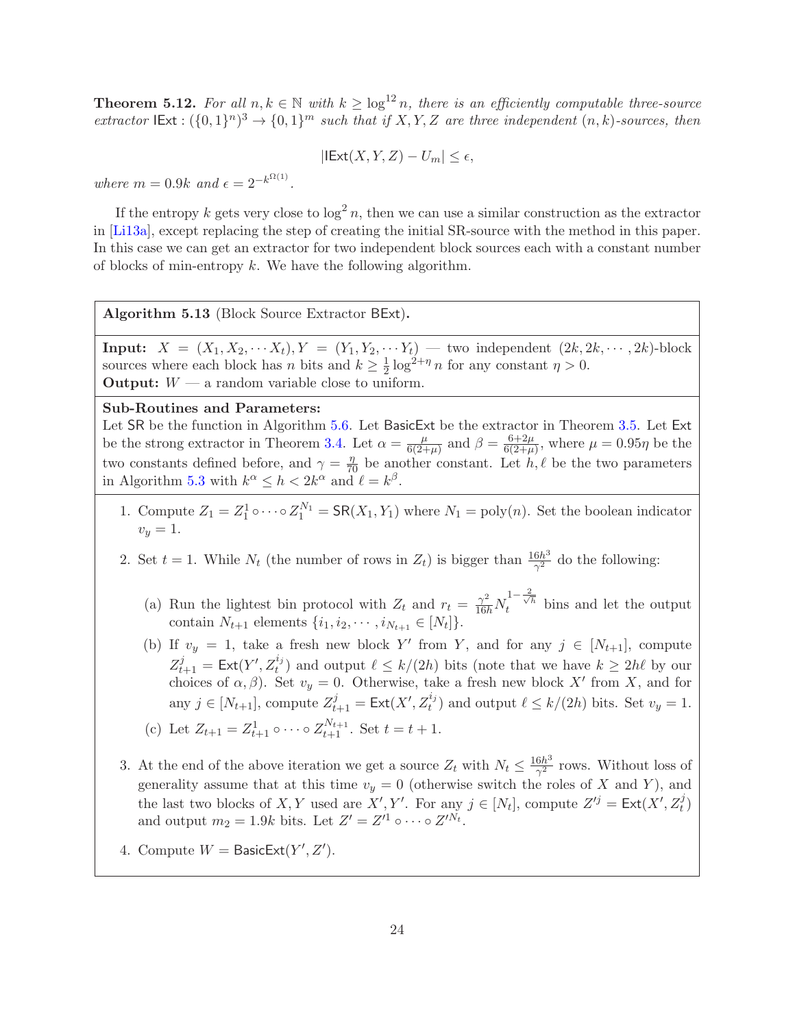**Theorem 5.12.** *For all $n, k \in \mathbb{N}$ with $k \geq \log^{12} n$, there is an efficiently computable three-source extractor $\mathsf{IExt} : (\{0,1\}^n)^3 \to \{0,1\}^m$ such that if $X, Y, Z$ are three independent $(n,k)$-sources, then*

$$|\mathsf{IExt}(X, Y, Z) - U_m| \leq \epsilon,$$

*where $m = 0.9k$ and $\epsilon = 2^{-k^{\Omega(1)}}$.*

If the entropy $k$ gets very close to $\log^2 n$, then we can use a similar construction as the extractor in [Li13a], except replacing the step of creating the initial SR-source with the method in this paper. In this case we can get an extractor for two independent block sources each with a constant number of blocks of min-entropy $k$. We have the following algorithm.

---

**Algorithm 5.13** (Block Source Extractor $\mathsf{BExt}$).

**Input:** $X = (X_1, X_2, \cdots X_t), Y = (Y_1, Y_2, \cdots Y_t)$ — two independent $(2k, 2k, \cdots, 2k)$-block sources where each block has $n$ bits and $k \geq \frac{1}{2}\log^{2+\eta} n$ for any constant $\eta > 0$.
**Output:** $W$ — a random variable close to uniform.

**Sub-Routines and Parameters:**
Let $\mathsf{SR}$ be the function in Algorithm 5.6. Let $\mathsf{BasicExt}$ be the extractor in Theorem 3.5. Let $\mathsf{Ext}$ be the strong extractor in Theorem 3.4. Let $\alpha = \frac{\mu}{6(2+\mu)}$ and $\beta = \frac{6+2\mu}{6(2+\mu)}$, where $\mu = 0.95\eta$ be the two constants defined before, and $\gamma = \frac{\eta}{70}$ be another constant. Let $h, \ell$ be the two parameters in Algorithm 5.3 with $k^\alpha \leq h < 2k^\alpha$ and $\ell = k^\beta$.

1. Compute $Z_1 = Z_1^1 \circ \cdots \circ Z_1^{N_1} = \mathsf{SR}(X_1, Y_1)$ where $N_1 = \mathrm{poly}(n)$. Set the boolean indicator $v_y = 1$.

2. Set $t = 1$. While $N_t$ (the number of rows in $Z_t$) is bigger than $\frac{16h^3}{\gamma^2}$ do the following:

   (a) Run the lightest bin protocol with $Z_t$ and $r_t = \frac{\gamma^2}{16h} N_t^{1-\frac{2}{\sqrt{h}}}$ bins and let the output contain $N_{t+1}$ elements $\{i_1, i_2, \cdots, i_{N_{t+1}} \in [N_t]\}$.

   (b) If $v_y = 1$, take a fresh new block $Y'$ from $Y$, and for any $j \in [N_{t+1}]$, compute $Z_{t+1}^j = \mathsf{Ext}(Y', Z_t^{i_j})$ and output $\ell \leq k/(2h)$ bits (note that we have $k \geq 2h\ell$ by our choices of $\alpha, \beta$). Set $v_y = 0$. Otherwise, take a fresh new block $X'$ from $X$, and for any $j \in [N_{t+1}]$, compute $Z_{t+1}^j = \mathsf{Ext}(X', Z_t^{i_j})$ and output $\ell \leq k/(2h)$ bits. Set $v_y = 1$.

   (c) Let $Z_{t+1} = Z_{t+1}^1 \circ \cdots \circ Z_{t+1}^{N_{t+1}}$. Set $t = t + 1$.

3. At the end of the above iteration we get a source $Z_t$ with $N_t \leq \frac{16h^3}{\gamma^2}$ rows. Without loss of generality assume that at this time $v_y = 0$ (otherwise switch the roles of $X$ and $Y$), and the last two blocks of $X, Y$ used are $X', Y'$. For any $j \in [N_t]$, compute $Z'^j = \mathsf{Ext}(X', Z_t^j)$ and output $m_2 = 1.9k$ bits. Let $Z' = Z'^1 \circ \cdots \circ Z'^{N_t}$.

4. Compute $W = \mathsf{BasicExt}(Y', Z')$.

---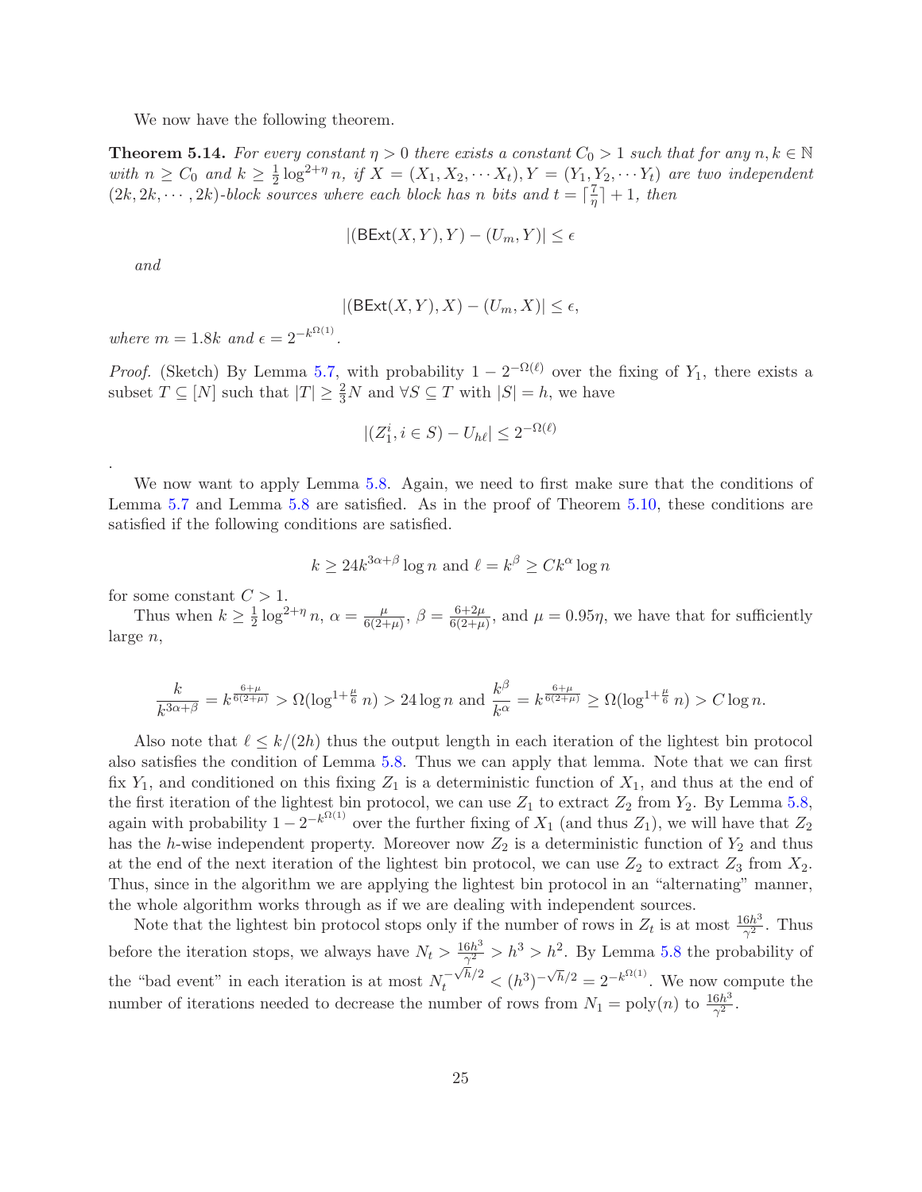We now have the following theorem.

**Theorem 5.14.** *For every constant $\eta > 0$ there exists a constant $C_0 > 1$ such that for any $n, k \in \mathbb{N}$ with $n \geq C_0$ and $k \geq \frac{1}{2}\log^{2+\eta} n$, if $X = (X_1, X_2, \cdots X_t), Y = (Y_1, Y_2, \cdots Y_t)$ are two independent $(2k, 2k, \cdots, 2k)$-block sources where each block has $n$ bits and $t = \lceil \frac{7}{\eta} \rceil + 1$, then*

$$|(\mathsf{BExt}(X, Y), Y) - (U_m, Y)| \leq \epsilon$$

*and*

$$|(\mathsf{BExt}(X, Y), X) - (U_m, X)| \leq \epsilon,$$

*where $m = 1.8k$ and $\epsilon = 2^{-k^{\Omega(1)}}$.*

*Proof.* (Sketch) By Lemma 5.7, with probability $1 - 2^{-\Omega(\ell)}$ over the fixing of $Y_1$, there exists a subset $T \subseteq [N]$ such that $|T| \geq \frac{2}{3}N$ and $\forall S \subseteq T$ with $|S| = h$, we have

$$|(Z_1^i, i \in S) - U_{h\ell}| \leq 2^{-\Omega(\ell)}$$

.

We now want to apply Lemma 5.8. Again, we need to first make sure that the conditions of Lemma 5.7 and Lemma 5.8 are satisfied. As in the proof of Theorem 5.10, these conditions are satisfied if the following conditions are satisfied.

$$k \geq 24k^{3\alpha+\beta}\log n \text{ and } \ell = k^\beta \geq Ck^\alpha \log n$$

for some constant $C > 1$.

Thus when $k \geq \frac{1}{2}\log^{2+\eta} n$, $\alpha = \frac{\mu}{6(2+\mu)}$, $\beta = \frac{6+2\mu}{6(2+\mu)}$, and $\mu = 0.95\eta$, we have that for sufficiently large $n$,

$$\frac{k}{k^{3\alpha+\beta}} = k^{\frac{6+\mu}{6(2+\mu)}} > \Omega(\log^{1+\frac{\mu}{6}} n) > 24\log n \text{ and } \frac{k^\beta}{k^\alpha} = k^{\frac{6+\mu}{6(2+\mu)}} \geq \Omega(\log^{1+\frac{\mu}{6}} n) > C\log n.$$

Also note that $\ell \leq k/(2h)$ thus the output length in each iteration of the lightest bin protocol also satisfies the condition of Lemma 5.8. Thus we can apply that lemma. Note that we can first fix $Y_1$, and conditioned on this fixing $Z_1$ is a deterministic function of $X_1$, and thus at the end of the first iteration of the lightest bin protocol, we can use $Z_1$ to extract $Z_2$ from $Y_2$. By Lemma 5.8, again with probability $1 - 2^{-k^{\Omega(1)}}$ over the further fixing of $X_1$ (and thus $Z_1$), we will have that $Z_2$ has the $h$-wise independent property. Moreover now $Z_2$ is a deterministic function of $Y_2$ and thus at the end of the next iteration of the lightest bin protocol, we can use $Z_2$ to extract $Z_3$ from $X_2$. Thus, since in the algorithm we are applying the lightest bin protocol in an "alternating" manner, the whole algorithm works through as if we are dealing with independent sources.

Note that the lightest bin protocol stops only if the number of rows in $Z_t$ is at most $\frac{16h^3}{\gamma^2}$. Thus before the iteration stops, we always have $N_t > \frac{16h^3}{\gamma^2} > h^3 > h^2$. By Lemma 5.8 the probability of the "bad event" in each iteration is at most $N_t^{-\sqrt{h}/2} < (h^3)^{-\sqrt{h}/2} = 2^{-k^{\Omega(1)}}$. We now compute the number of iterations needed to decrease the number of rows from $N_1 = \mathrm{poly}(n)$ to $\frac{16h^3}{\gamma^2}$.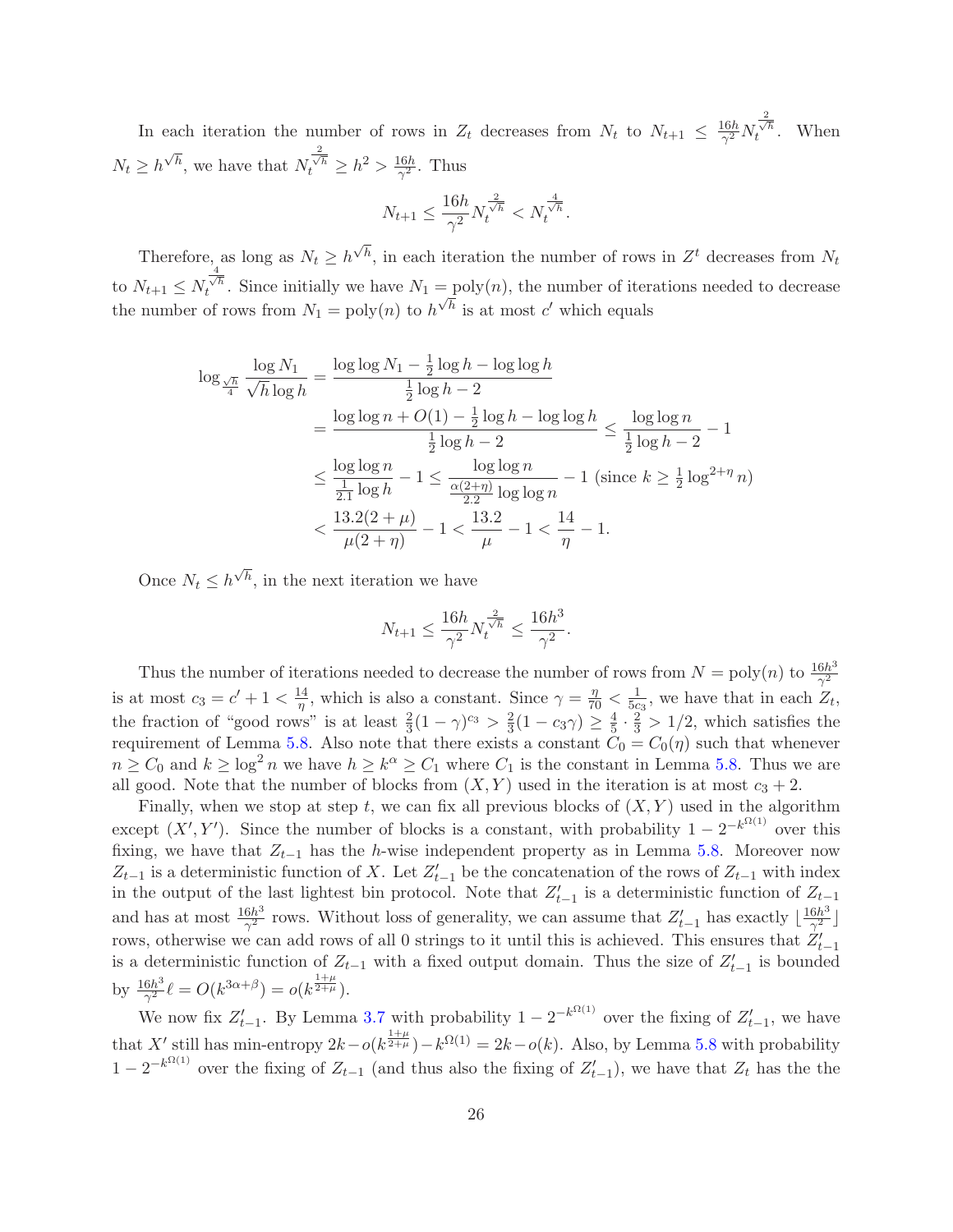In each iteration the number of rows in $Z_t$ decreases from $N_t$ to $N_{t+1} \leq \frac{16h}{\gamma^2} N_t^{\frac{2}{\sqrt{h}}}$. When $N_t \geq h^{\sqrt{h}}$, we have that $N_t^{\frac{2}{\sqrt{h}}} \geq h^2 > \frac{16h}{\gamma^2}$. Thus

$$N_{t+1} \leq \frac{16h}{\gamma^2} N_t^{\frac{2}{\sqrt{h}}} < N_t^{\frac{4}{\sqrt{h}}}.$$

Therefore, as long as $N_t \geq h^{\sqrt{h}}$, in each iteration the number of rows in $Z^t$ decreases from $N_t$ to $N_{t+1} \leq N_t^{\frac{4}{\sqrt{h}}}$. Since initially we have $N_1 = \text{poly}(n)$, the number of iterations needed to decrease the number of rows from $N_1 = \text{poly}(n)$ to $h^{\sqrt{h}}$ is at most $c'$ which equals

$$\begin{aligned}
\log_{\frac{\sqrt{h}}{4}} \frac{\log N_1}{\sqrt{h}\log h} &= \frac{\log\log N_1 - \frac{1}{2}\log h - \log\log h}{\frac{1}{2}\log h - 2} \\
&= \frac{\log\log n + O(1) - \frac{1}{2}\log h - \log\log h}{\frac{1}{2}\log h - 2} \leq \frac{\log\log n}{\frac{1}{2}\log h - 2} - 1 \\
&\leq \frac{\log\log n}{\frac{1}{2.1}\log h} - 1 \leq \frac{\log\log n}{\frac{\alpha(2+\eta)}{2.2}\log\log n} - 1 \text{ (since } k \geq \tfrac{1}{2}\log^{2+\eta} n) \\
&< \frac{13.2(2+\mu)}{\mu(2+\eta)} - 1 < \frac{13.2}{\mu} - 1 < \frac{14}{\eta} - 1.
\end{aligned}$$

Once $N_t \leq h^{\sqrt{h}}$, in the next iteration we have

$$N_{t+1} \leq \frac{16h}{\gamma^2} N_t^{\frac{2}{\sqrt{h}}} \leq \frac{16h^3}{\gamma^2}.$$

Thus the number of iterations needed to decrease the number of rows from $N = \text{poly}(n)$ to $\frac{16h^3}{\gamma^2}$ is at most $c_3 = c' + 1 < \frac{14}{\eta}$, which is also a constant. Since $\gamma = \frac{\eta}{70} < \frac{1}{5c_3}$, we have that in each $Z_t$, the fraction of "good rows" is at least $\frac{2}{3}(1-\gamma)^{c_3} > \frac{2}{3}(1 - c_3\gamma) \geq \frac{4}{5} \cdot \frac{2}{3} > 1/2$, which satisfies the requirement of Lemma 5.8. Also note that there exists a constant $C_0 = C_0(\eta)$ such that whenever $n \geq C_0$ and $k \geq \log^2 n$ we have $h \geq k^\alpha \geq C_1$ where $C_1$ is the constant in Lemma 5.8. Thus we are all good. Note that the number of blocks from $(X, Y)$ used in the iteration is at most $c_3 + 2$.

Finally, when we stop at step $t$, we can fix all previous blocks of $(X, Y)$ used in the algorithm except $(X', Y')$. Since the number of blocks is a constant, with probability $1 - 2^{-k^{\Omega(1)}}$ over this fixing, we have that $Z_{t-1}$ has the $h$-wise independent property as in Lemma 5.8. Moreover now $Z_{t-1}$ is a deterministic function of $X$. Let $Z'_{t-1}$ be the concatenation of the rows of $Z_{t-1}$ with index in the output of the last lightest bin protocol. Note that $Z'_{t-1}$ is a deterministic function of $Z_{t-1}$ and has at most $\frac{16h^3}{\gamma^2}$ rows. Without loss of generality, we can assume that $Z'_{t-1}$ has exactly $\lfloor \frac{16h^3}{\gamma^2} \rfloor$ rows, otherwise we can add rows of all 0 strings to it until this is achieved. This ensures that $Z'_{t-1}$ is a deterministic function of $Z_{t-1}$ with a fixed output domain. Thus the size of $Z'_{t-1}$ is bounded by $\frac{16h^3}{\gamma^2}\ell = O(k^{3\alpha+\beta}) = o(k^{\frac{1+\mu}{2+\mu}})$.

We now fix $Z'_{t-1}$. By Lemma 3.7 with probability $1 - 2^{-k^{\Omega(1)}}$ over the fixing of $Z'_{t-1}$, we have that $X'$ still has min-entropy $2k - o(k^{\frac{1+\mu}{2+\mu}}) - k^{\Omega(1)} = 2k - o(k)$. Also, by Lemma 5.8 with probability $1 - 2^{-k^{\Omega(1)}}$ over the fixing of $Z_{t-1}$ (and thus also the fixing of $Z'_{t-1}$), we have that $Z_t$ has the the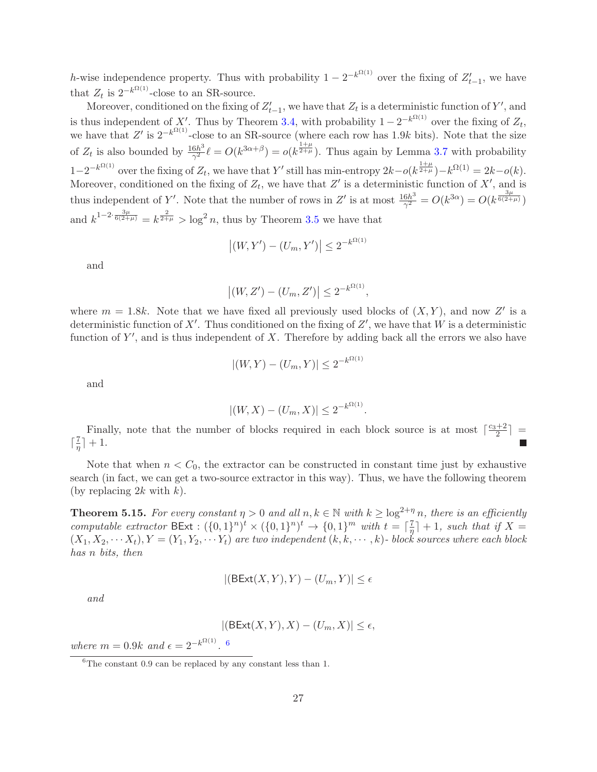$h$-wise independence property. Thus with probability $1 - 2^{-k^{\Omega(1)}}$ over the fixing of $Z'_{t-1}$, we have that $Z_t$ is $2^{-k^{\Omega(1)}}$-close to an SR-source.

Moreover, conditioned on the fixing of $Z'_{t-1}$, we have that $Z_t$ is a deterministic function of $Y'$, and is thus independent of $X'$. Thus by Theorem 3.4, with probability $1 - 2^{-k^{\Omega(1)}}$ over the fixing of $Z_t$, we have that $Z'$ is $2^{-k^{\Omega(1)}}$-close to an SR-source (where each row has $1.9k$ bits). Note that the size of $Z_t$ is also bounded by $\frac{16h^3}{\gamma^2}\ell = O(k^{3\alpha+\beta}) = o(k^{\frac{1+\mu}{2+\mu}})$. Thus again by Lemma 3.7 with probability $1-2^{-k^{\Omega(1)}}$ over the fixing of $Z_t$, we have that $Y'$ still has min-entropy $2k - o(k^{\frac{1+\mu}{2+\mu}}) - k^{\Omega(1)} = 2k - o(k)$. Moreover, conditioned on the fixing of $Z_t$, we have that $Z'$ is a deterministic function of $X'$, and is thus independent of $Y'$. Note that the number of rows in $Z'$ is at most $\frac{16h^3}{\gamma^2} = O(k^{3\alpha}) = O(k^{\frac{3\mu}{6(2+\mu)}})$ and $k^{1-2\cdot\frac{3\mu}{6(2+\mu)}} = k^{\frac{2}{2+\mu}} > \log^2 n$, thus by Theorem 3.5 we have that

$$\left|(W, Y') - (U_m, Y')\right| \leq 2^{-k^{\Omega(1)}}$$

and

$$\left|(W, Z') - (U_m, Z')\right| \leq 2^{-k^{\Omega(1)}},$$

where $m = 1.8k$. Note that we have fixed all previously used blocks of $(X, Y)$, and now $Z'$ is a deterministic function of $X'$. Thus conditioned on the fixing of $Z'$, we have that $W$ is a deterministic function of $Y'$, and is thus independent of $X$. Therefore by adding back all the errors we also have

$$|(W, Y) - (U_m, Y)| \leq 2^{-k^{\Omega(1)}}$$

and

$$|(W, X) - (U_m, X)| \leq 2^{-k^{\Omega(1)}}.$$

Finally, note that the number of blocks required in each block source is at most $\lceil \frac{c_3+2}{2} \rceil = \lceil \frac{7}{\eta} \rceil + 1$. ■

Note that when $n < C_0$, the extractor can be constructed in constant time just by exhaustive search (in fact, we can get a two-source extractor in this way). Thus, we have the following theorem (by replacing $2k$ with $k$).

**Theorem 5.15.** *For every constant $\eta > 0$ and all $n, k \in \mathbb{N}$ with $k \geq \log^{2+\eta} n$, there is an efficiently computable extractor $\mathsf{BExt} : (\{0,1\}^n)^t \times (\{0,1\}^n)^t \to \{0,1\}^m$ with $t = \lceil \frac{7}{\eta} \rceil + 1$, such that if $X = (X_1, X_2, \cdots X_t), Y = (Y_1, Y_2, \cdots Y_t)$ are two independent $(k, k, \cdots, k)$- block sources where each block has $n$ bits, then*

$$|(\mathsf{BExt}(X, Y), Y) - (U_m, Y)| \leq \epsilon$$

*and*

$$|(\mathsf{BExt}(X, Y), X) - (U_m, X)| \leq \epsilon,$$

*where $m = 0.9k$ and $\epsilon = 2^{-k^{\Omega(1)}}$.* [6]

[6] The constant 0.9 can be replaced by any constant less than 1.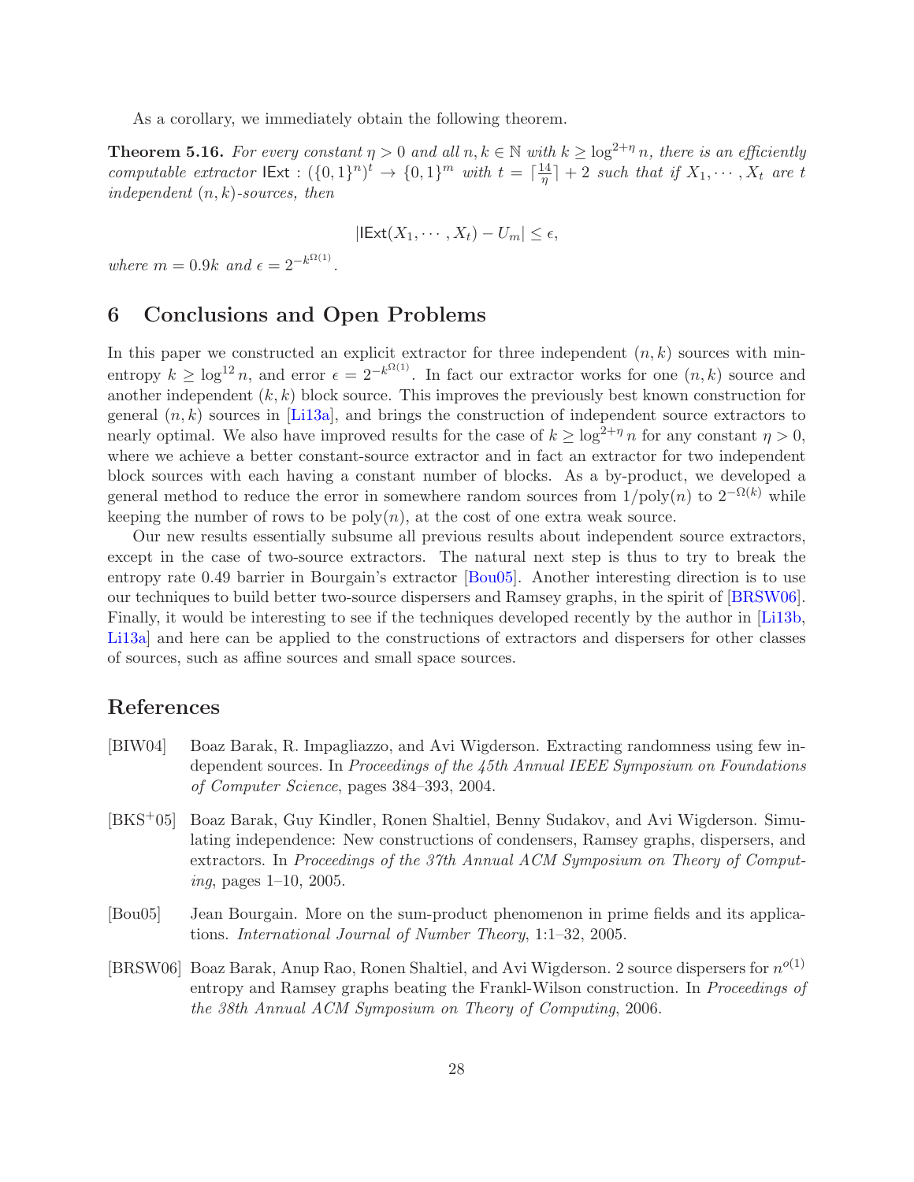As a corollary, we immediately obtain the following theorem.

**Theorem 5.16.** *For every constant $\eta > 0$ and all $n, k \in \mathbb{N}$ with $k \geq \log^{2+\eta} n$, there is an efficiently computable extractor* $\mathsf{IExt} : (\{0,1\}^n)^t \to \{0,1\}^m$ *with $t = \lceil \frac{14}{\eta} \rceil + 2$ such that if $X_1, \cdots, X_t$ are $t$ independent $(n,k)$-sources, then*

$$|\mathsf{IExt}(X_1, \cdots, X_t) - U_m| \leq \epsilon,$$

*where $m = 0.9k$ and $\epsilon = 2^{-k^{\Omega(1)}}$.*

## 6 Conclusions and Open Problems

In this paper we constructed an explicit extractor for three independent $(n,k)$ sources with min-entropy $k \geq \log^{12} n$, and error $\epsilon = 2^{-k^{\Omega(1)}}$. In fact our extractor works for one $(n,k)$ source and another independent $(k,k)$ block source. This improves the previously best known construction for general $(n,k)$ sources in [Li13a], and brings the construction of independent source extractors to nearly optimal. We also have improved results for the case of $k \geq \log^{2+\eta} n$ for any constant $\eta > 0$, where we achieve a better constant-source extractor and in fact an extractor for two independent block sources with each having a constant number of blocks. As a by-product, we developed a general method to reduce the error in somewhere random sources from $1/\text{poly}(n)$ to $2^{-\Omega(k)}$ while keeping the number of rows to be $\text{poly}(n)$, at the cost of one extra weak source.

Our new results essentially subsume all previous results about independent source extractors, except in the case of two-source extractors. The natural next step is thus to try to break the entropy rate 0.49 barrier in Bourgain's extractor [Bou05]. Another interesting direction is to use our techniques to build better two-source dispersers and Ramsey graphs, in the spirit of [BRSW06]. Finally, it would be interesting to see if the techniques developed recently by the author in [Li13b, Li13a] and here can be applied to the constructions of extractors and dispersers for other classes of sources, such as affine sources and small space sources.

## References

[BIW04] Boaz Barak, R. Impagliazzo, and Avi Wigderson. Extracting randomness using few independent sources. In *Proceedings of the 45th Annual IEEE Symposium on Foundations of Computer Science*, pages 384–393, 2004.

[BKS+05] Boaz Barak, Guy Kindler, Ronen Shaltiel, Benny Sudakov, and Avi Wigderson. Simulating independence: New constructions of condensers, Ramsey graphs, dispersers, and extractors. In *Proceedings of the 37th Annual ACM Symposium on Theory of Computing*, pages 1–10, 2005.

[Bou05] Jean Bourgain. More on the sum-product phenomenon in prime fields and its applications. *International Journal of Number Theory*, 1:1–32, 2005.

[BRSW06] Boaz Barak, Anup Rao, Ronen Shaltiel, and Avi Wigderson. 2 source dispersers for $n^{o(1)}$ entropy and Ramsey graphs beating the Frankl-Wilson construction. In *Proceedings of the 38th Annual ACM Symposium on Theory of Computing*, 2006.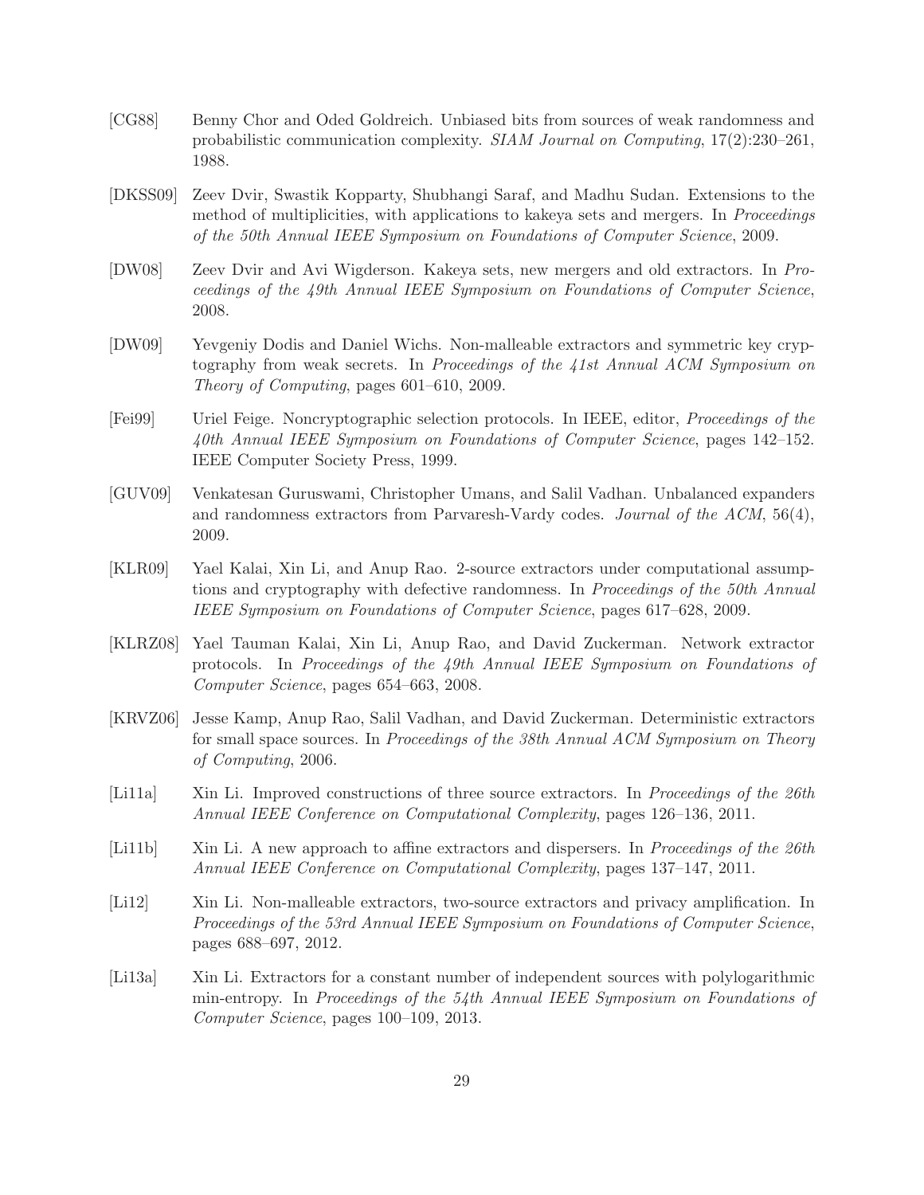[CG88] Benny Chor and Oded Goldreich. Unbiased bits from sources of weak randomness and probabilistic communication complexity. *SIAM Journal on Computing*, 17(2):230–261, 1988.

[DKSS09] Zeev Dvir, Swastik Kopparty, Shubhangi Saraf, and Madhu Sudan. Extensions to the method of multiplicities, with applications to kakeya sets and mergers. In *Proceedings of the 50th Annual IEEE Symposium on Foundations of Computer Science*, 2009.

[DW08] Zeev Dvir and Avi Wigderson. Kakeya sets, new mergers and old extractors. In *Proceedings of the 49th Annual IEEE Symposium on Foundations of Computer Science*, 2008.

[DW09] Yevgeniy Dodis and Daniel Wichs. Non-malleable extractors and symmetric key cryptography from weak secrets. In *Proceedings of the 41st Annual ACM Symposium on Theory of Computing*, pages 601–610, 2009.

[Fei99] Uriel Feige. Noncryptographic selection protocols. In IEEE, editor, *Proceedings of the 40th Annual IEEE Symposium on Foundations of Computer Science*, pages 142–152. IEEE Computer Society Press, 1999.

[GUV09] Venkatesan Guruswami, Christopher Umans, and Salil Vadhan. Unbalanced expanders and randomness extractors from Parvaresh-Vardy codes. *Journal of the ACM*, 56(4), 2009.

[KLR09] Yael Kalai, Xin Li, and Anup Rao. 2-source extractors under computational assumptions and cryptography with defective randomness. In *Proceedings of the 50th Annual IEEE Symposium on Foundations of Computer Science*, pages 617–628, 2009.

[KLRZ08] Yael Tauman Kalai, Xin Li, Anup Rao, and David Zuckerman. Network extractor protocols. In *Proceedings of the 49th Annual IEEE Symposium on Foundations of Computer Science*, pages 654–663, 2008.

[KRVZ06] Jesse Kamp, Anup Rao, Salil Vadhan, and David Zuckerman. Deterministic extractors for small space sources. In *Proceedings of the 38th Annual ACM Symposium on Theory of Computing*, 2006.

[Li11a] Xin Li. Improved constructions of three source extractors. In *Proceedings of the 26th Annual IEEE Conference on Computational Complexity*, pages 126–136, 2011.

[Li11b] Xin Li. A new approach to affine extractors and dispersers. In *Proceedings of the 26th Annual IEEE Conference on Computational Complexity*, pages 137–147, 2011.

[Li12] Xin Li. Non-malleable extractors, two-source extractors and privacy amplification. In *Proceedings of the 53rd Annual IEEE Symposium on Foundations of Computer Science*, pages 688–697, 2012.

[Li13a] Xin Li. Extractors for a constant number of independent sources with polylogarithmic min-entropy. In *Proceedings of the 54th Annual IEEE Symposium on Foundations of Computer Science*, pages 100–109, 2013.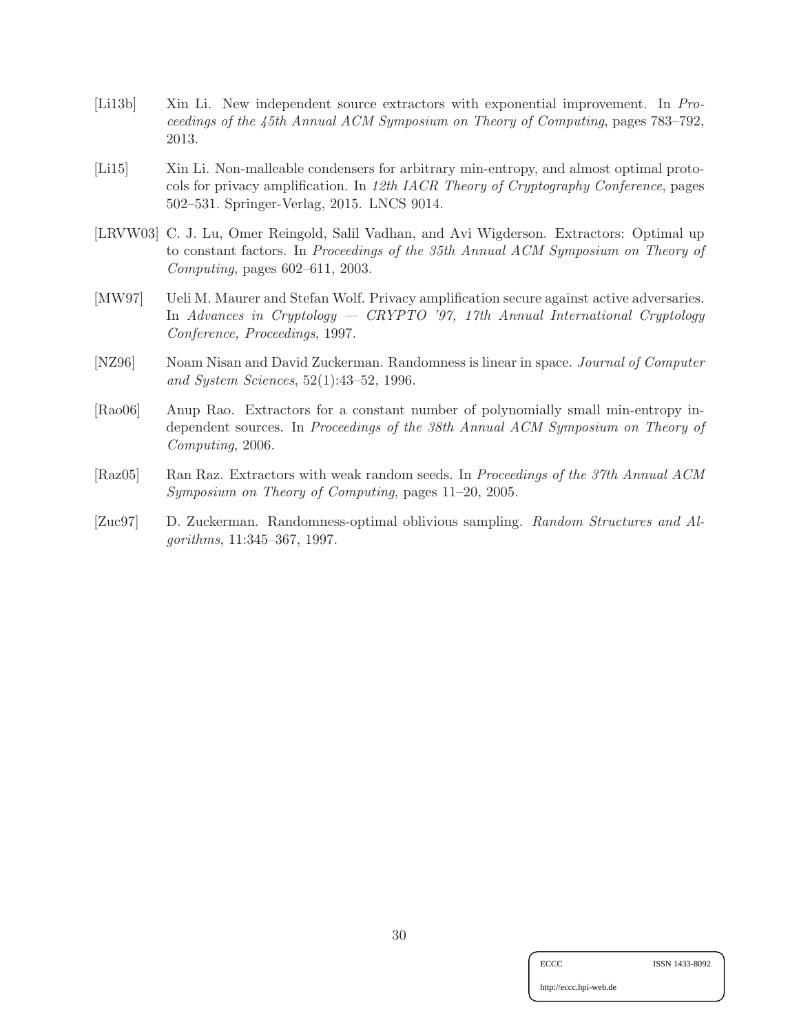[Li13b] Xin Li. New independent source extractors with exponential improvement. In *Proceedings of the 45th Annual ACM Symposium on Theory of Computing*, pages 783–792, 2013.

[Li15] Xin Li. Non-malleable condensers for arbitrary min-entropy, and almost optimal protocols for privacy amplification. In *12th IACR Theory of Cryptography Conference*, pages 502–531. Springer-Verlag, 2015. LNCS 9014.

[LRVW03] C. J. Lu, Omer Reingold, Salil Vadhan, and Avi Wigderson. Extractors: Optimal up to constant factors. In *Proceedings of the 35th Annual ACM Symposium on Theory of Computing*, pages 602–611, 2003.

[MW97] Ueli M. Maurer and Stefan Wolf. Privacy amplification secure against active adversaries. In *Advances in Cryptology — CRYPTO '97, 17th Annual International Cryptology Conference, Proceedings*, 1997.

[NZ96] Noam Nisan and David Zuckerman. Randomness is linear in space. *Journal of Computer and System Sciences*, 52(1):43–52, 1996.

[Rao06] Anup Rao. Extractors for a constant number of polynomially small min-entropy independent sources. In *Proceedings of the 38th Annual ACM Symposium on Theory of Computing*, 2006.

[Raz05] Ran Raz. Extractors with weak random seeds. In *Proceedings of the 37th Annual ACM Symposium on Theory of Computing*, pages 11–20, 2005.

[Zuc97] D. Zuckerman. Randomness-optimal oblivious sampling. *Random Structures and Algorithms*, 11:345–367, 1997.

ECCC ISSN 1433-8092

http://eccc.hpi-web.de